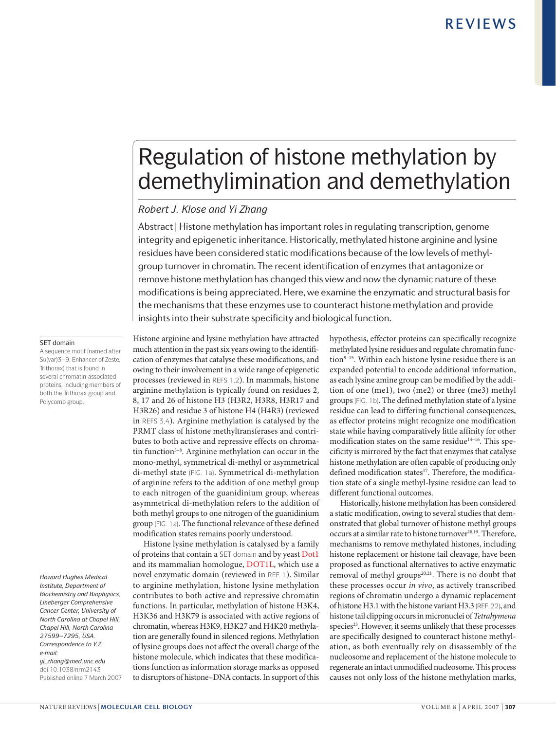# Regulation of histone methylation by demethylimination and demethylation

*Robert J. Klose and Yi Zhang*

Abstract | Histone methylation has important roles in regulating transcription, genome integrity and epigenetic inheritance. Historically, methylated histone arginine and lysine residues have been considered static modifications because of the low levels of methyl-group turnover in chromatin. The recent identification of enzymes that antagonize or remove histone methylation has changed this view and now the dynamic nature of these modifications is being appreciated. Here, we examine the enzymatic and structural basis for the mechanisms that these enzymes use to counteract histone methylation and provide insights into their substrate specificity and biological function.

Histone arginine and lysine methylation have attracted much attention in the past six years owing to the identification of enzymes that catalyse these modifications, and owing to their involvement in a wide range of epigenetic processes (reviewed in REFS 1,2). In mammals, histone arginine methylation is typically found on residues 2, 8, 17 and 26 of histone H3 (H3R2, H3R8, H3R17 and H3R26) and residue 3 of histone H4 (H4R3) (reviewed in REFS 3,4). Arginine methylation is catalysed by the PRMT class of histone methyltransferases and contributes to both active and repressive effects on chromatin function[5–8]. Arginine methylation can occur in the mono-methyl, symmetrical di-methyl or asymmetrical di-methyl state (FIG. 1a). Symmetrical di-methylation of arginine refers to the addition of one methyl group to each nitrogen of the guanidinium group, whereas asymmetrical di-methylation refers to the addition of both methyl groups to one nitrogen of the guanidinium group (FIG. 1a). The functional relevance of these defined modification states remains poorly understood.

Histone lysine methylation is catalysed by a family of proteins that contain a SET domain and by yeast Dot1 and its mammalian homologue, DOT1L, which use a novel enzymatic domain (reviewed in REF. 1). Similar to arginine methylation, histone lysine methylation contributes to both active and repressive chromatin functions. In particular, methylation of histone H3K4, H3K36 and H3K79 is associated with active regions of chromatin, whereas H3K9, H3K27 and H4K20 methylation are generally found in silenced regions. Methylation of lysine groups does not affect the overall charge of the histone molecule, which indicates that these modifications function as information storage marks as opposed to disruptors of histone–DNA contacts. In support of this hypothesis, effector proteins can specifically recognize methylated lysine residues and regulate chromatin function[9–15]. Within each histone lysine residue there is an expanded potential to encode additional information, as each lysine amine group can be modified by the addition of one (me1), two (me2) or three (me3) methyl groups (FIG. 1b). The defined methylation state of a lysine residue can lead to differing functional consequences, as effector proteins might recognize one modification state while having comparatively little affinity for other modification states on the same residue[14–16]. This specificity is mirrored by the fact that enzymes that catalyse histone methylation are often capable of producing only defined modification states[17]. Therefore, the modification state of a single methyl-lysine residue can lead to different functional outcomes.

Historically, histone methylation has been considered a static modification, owing to several studies that demonstrated that global turnover of histone methyl groups occurs at a similar rate to histone turnover[18,19]. Therefore, mechanisms to remove methylated histones, including histone replacement or histone tail cleavage, have been proposed as functional alternatives to active enzymatic removal of methyl groups[20,21]. There is no doubt that these processes occur *in vivo*, as actively transcribed regions of chromatin undergo a dynamic replacement of histone H3.1 with the histone variant H3.3 (REF. 22), and histone tail clipping occurs in micronuclei of *Tetrahymena* species[23]. However, it seems unlikely that these processes are specifically designed to counteract histone methylation, as both eventually rely on disassembly of the nucleosome and replacement of the histone molecule to regenerate an intact unmodified nucleosome. This process causes not only loss of the histone methylation marks,

**SET domain**
A sequence motif (named after Su(var)3–9, Enhancer of Zeste, Trithorax) that is found in several chromatin-associated proteins, including members of both the Trithorax group and Polycomb group.

*Howard Hughes Medical Institute, Department of Biochemistry and Biophysics, Lineberger Comprehensive Cancer Center, University of North Carolina at Chapel Hill, Chapel Hill, North Carolina 27599–7295, USA.*
*Correspondence to Y.Z.*
*e-mail: yi_zhang@med.unc.edu*
doi:10.1038/nrm2143
Published online 7 March 2007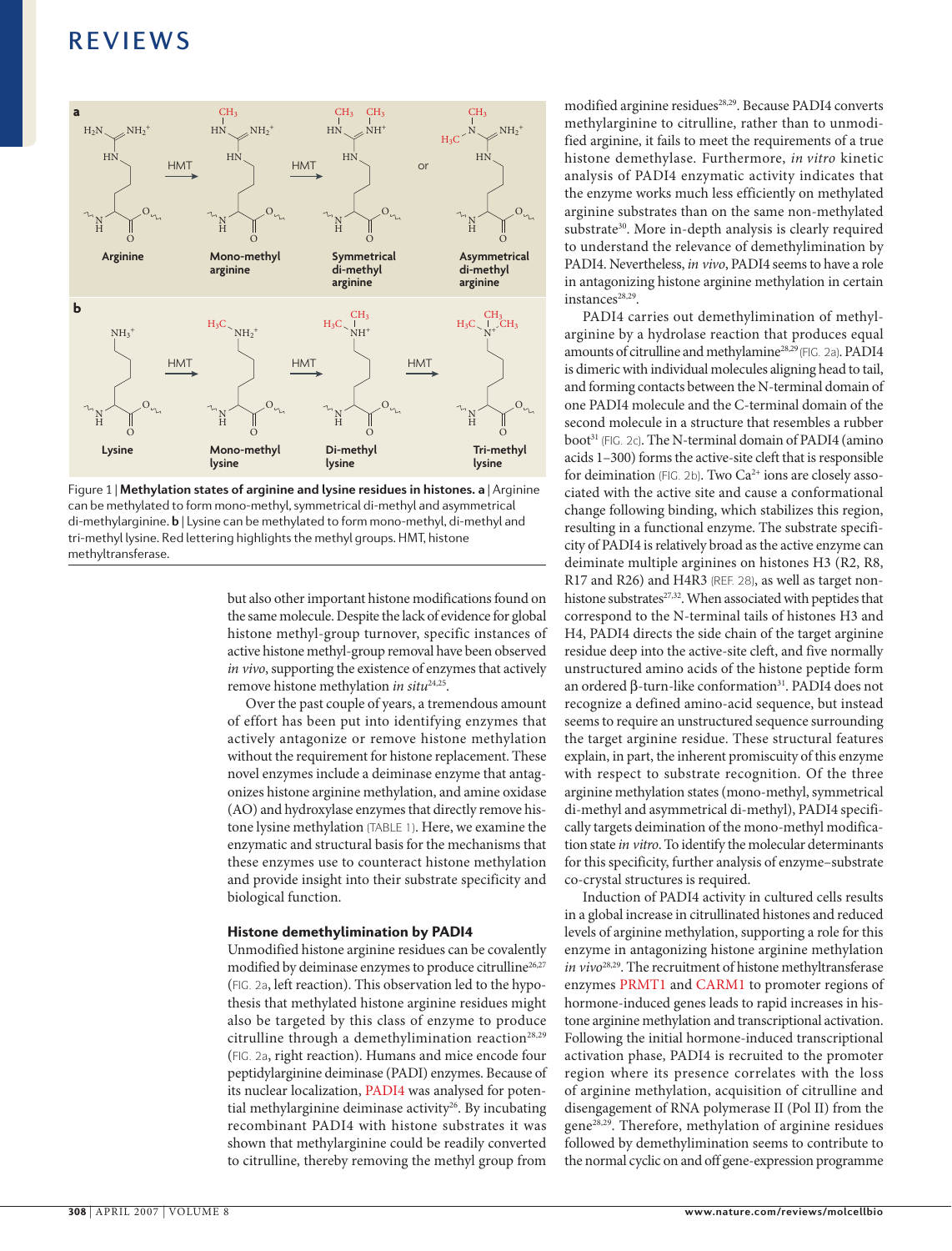Figure 1 | **Methylation states of arginine and lysine residues in histones. a** | Arginine can be methylated to form mono-methyl, symmetrical di-methyl and asymmetrical di-methylarginine. **b** | Lysine can be methylated to form mono-methyl, di-methyl and tri-methyl lysine. Red lettering highlights the methyl groups. HMT, histone methyltransferase.

but also other important histone modifications found on the same molecule. Despite the lack of evidence for global histone methyl-group turnover, specific instances of active histone methyl-group removal have been observed *in vivo*, supporting the existence of enzymes that actively remove histone methylation *in situ*[24,25].

Over the past couple of years, a tremendous amount of effort has been put into identifying enzymes that actively antagonize or remove histone methylation without the requirement for histone replacement. These novel enzymes include a deiminase enzyme that antagonizes histone arginine methylation, and amine oxidase (AO) and hydroxylase enzymes that directly remove histone lysine methylation (TABLE 1). Here, we examine the enzymatic and structural basis for the mechanisms that these enzymes use to counteract histone methylation and provide insight into their substrate specificity and biological function.

### Histone demethylimination by PADI4

Unmodified histone arginine residues can be covalently modified by deiminase enzymes to produce citrulline[26,27] (FIG. 2a, left reaction). This observation led to the hypothesis that methylated histone arginine residues might also be targeted by this class of enzyme to produce citrulline through a demethylimination reaction[28,29] (FIG. 2a, right reaction). Humans and mice encode four peptidylarginine deiminase (PADI) enzymes. Because of its nuclear localization, PADI4 was analysed for potential methylarginine deiminase activity[26]. By incubating recombinant PADI4 with histone substrates it was shown that methylarginine could be readily converted to citrulline, thereby removing the methyl group from modified arginine residues[28,29]. Because PADI4 converts methylarginine to citrulline, rather than to unmodified arginine, it fails to meet the requirements of a true histone demethylase. Furthermore, *in vitro* kinetic analysis of PADI4 enzymatic activity indicates that the enzyme works much less efficiently on methylated arginine substrates than on the same non-methylated substrate[30]. More in-depth analysis is clearly required to understand the relevance of demethylimination by PADI4. Nevertheless, *in vivo*, PADI4 seems to have a role in antagonizing histone arginine methylation in certain instances[28,29].

PADI4 carries out demethylimination of methylarginine by a hydrolase reaction that produces equal amounts of citrulline and methylamine[28,29] (FIG. 2a). PADI4 is dimeric with individual molecules aligning head to tail, and forming contacts between the N-terminal domain of one PADI4 molecule and the C-terminal domain of the second molecule in a structure that resembles a rubber boot[31] (FIG. 2c). The N-terminal domain of PADI4 (amino acids 1–300) forms the active-site cleft that is responsible for deimination (FIG. 2b). Two $Ca^{2+}$ ions are closely associated with the active site and cause a conformational change following binding, which stabilizes this region, resulting in a functional enzyme. The substrate specificity of PADI4 is relatively broad as the active enzyme can deiminate multiple arginines on histones H3 (R2, R8, R17 and R26) and H4R3 (REF. 28), as well as target non-histone substrates[27,32]. When associated with peptides that correspond to the N-terminal tails of histones H3 and H4, PADI4 directs the side chain of the target arginine residue deep into the active-site cleft, and five normally unstructured amino acids of the histone peptide form an ordered β-turn-like conformation[31]. PADI4 does not recognize a defined amino-acid sequence, but instead seems to require an unstructured sequence surrounding the target arginine residue. These structural features explain, in part, the inherent promiscuity of this enzyme with respect to substrate recognition. Of the three arginine methylation states (mono-methyl, symmetrical di-methyl and asymmetrical di-methyl), PADI4 specifically targets deimination of the mono-methyl modification state *in vitro*. To identify the molecular determinants for this specificity, further analysis of enzyme–substrate co-crystal structures is required.

Induction of PADI4 activity in cultured cells results in a global increase in citrullinated histones and reduced levels of arginine methylation, supporting a role for this enzyme in antagonizing histone arginine methylation *in vivo*[28,29]. The recruitment of histone methyltransferase enzymes PRMT1 and CARM1 to promoter regions of hormone-induced genes leads to rapid increases in histone arginine methylation and transcriptional activation. Following the initial hormone-induced transcriptional activation phase, PADI4 is recruited to the promoter region where its presence correlates with the loss of arginine methylation, acquisition of citrulline and disengagement of RNA polymerase II (Pol II) from the gene[28,29]. Therefore, methylation of arginine residues followed by demethylimination seems to contribute to the normal cyclic on and off gene-expression programme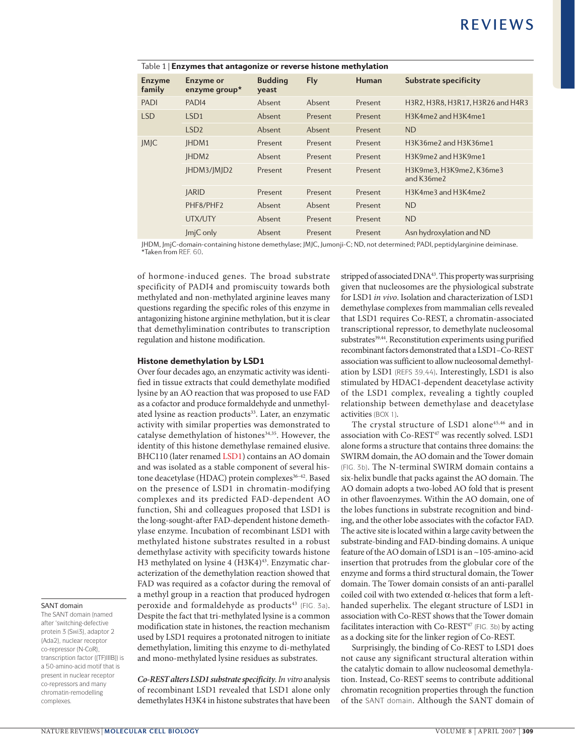Table 1 | **Enzymes that antagonize or reverse histone methylation**

| Enzyme family | Enzyme or enzyme group* | Budding yeast | Fly | Human | Substrate specificity |
|---|---|---|---|---|---|
| PADI | PADI4 | Absent | Absent | Present | H3R2, H3R8, H3R17, H3R26 and H4R3 |
| LSD | LSD1 | Absent | Present | Present | H3K4me2 and H3K4me1 |
| | LSD2 | Absent | Absent | Present | ND |
| JMJC | JHDM1 | Present | Present | Present | H3K36me2 and H3K36me1 |
| | JHDM2 | Absent | Present | Present | H3K9me2 and H3K9me1 |
| | JHDM3/JMJD2 | Present | Present | Present | H3K9me3, H3K9me2, K36me3 and K36me2 |
| | JARID | Present | Present | Present | H3K4me3 and H3K4me2 |
| | PHF8/PHF2 | Absent | Absent | Present | ND |
| | UTX/UTY | Absent | Present | Present | ND |
| | JmjC only | Absent | Present | Present | Asn hydroxylation and ND |

JHDM, JmjC-domain-containing histone demethylase; JMJC, Jumonji-C; ND, not determined; PADI, peptidylarginine deiminase. *Taken from REF. 60.

of hormone-induced genes. The broad substrate specificity of PADI4 and promiscuity towards both methylated and non-methylated arginine leaves many questions regarding the specific roles of this enzyme in antagonizing histone arginine methylation, but it is clear that demethylimination contributes to transcription regulation and histone modification.

### Histone demethylation by LSD1

Over four decades ago, an enzymatic activity was identified in tissue extracts that could demethylate modified lysine by an AO reaction that was proposed to use FAD as a cofactor and produce formaldehyde and unmethylated lysine as reaction products[33]. Later, an enzymatic activity with similar properties was demonstrated to catalyse demethylation of histones[34,35]. However, the identity of this histone demethylase remained elusive. BHC110 (later renamed LSD1) contains an AO domain and was isolated as a stable component of several histone deacetylase (HDAC) protein complexes[36–42]. Based on the presence of LSD1 in chromatin-modifying complexes and its predicted FAD-dependent AO function, Shi and colleagues proposed that LSD1 is the long-sought-after FAD-dependent histone demethylase enzyme. Incubation of recombinant LSD1 with methylated histone substrates resulted in a robust demethylase activity with specificity towards histone H3 methylated on lysine 4 (H3K4)[43]. Enzymatic characterization of the demethylation reaction showed that FAD was required as a cofactor during the removal of a methyl group in a reaction that produced hydrogen peroxide and formaldehyde as products[43] (FIG. 3a). Despite the fact that tri-methylated lysine is a common modification state in histones, the reaction mechanism used by LSD1 requires a protonated nitrogen to initiate demethylation, limiting this enzyme to di-methylated and mono-methylated lysine residues as substrates.

***Co-REST alters LSD1 substrate specificity.*** *In vitro* analysis of recombinant LSD1 revealed that LSD1 alone only demethylates H3K4 in histone substrates that have been stripped of associated DNA[43]. This property was surprising given that nucleosomes are the physiological substrate for LSD1 *in vivo*. Isolation and characterization of LSD1 demethylase complexes from mammalian cells revealed that LSD1 requires Co-REST, a chromatin-associated transcriptional repressor, to demethylate nucleosomal substrates[39,44]. Reconstitution experiments using purified recombinant factors demonstrated that a LSD1–Co-REST association was sufficient to allow nucleosomal demethylation by LSD1 (REFS 39,44). Interestingly, LSD1 is also stimulated by HDAC1-dependent deacetylase activity of the LSD1 complex, revealing a tightly coupled relationship between demethylase and deacetylase activities (BOX 1).

The crystal structure of LSD1 alone[45,46] and in association with Co-REST[47] was recently solved. LSD1 alone forms a structure that contains three domains: the SWIRM domain, the AO domain and the Tower domain (FIG. 3b). The N-terminal SWIRM domain contains a six-helix bundle that packs against the AO domain. The AO domain adopts a two-lobed AO fold that is present in other flavoenzymes. Within the AO domain, one of the lobes functions in substrate recognition and binding, and the other lobe associates with the cofactor FAD. The active site is located within a large cavity between the substrate-binding and FAD-binding domains. A unique feature of the AO domain of LSD1 is an ~105-amino-acid insertion that protrudes from the globular core of the enzyme and forms a third structural domain, the Tower domain. The Tower domain consists of an anti-parallel coiled coil with two extended α-helices that form a left-handed superhelix. The elegant structure of LSD1 in association with Co-REST shows that the Tower domain facilitates interaction with Co-REST[47] (FIG. 3b) by acting as a docking site for the linker region of Co-REST.

Surprisingly, the binding of Co-REST to LSD1 does not cause any significant structural alteration within the catalytic domain to allow nucleosomal demethylation. Instead, Co-REST seems to contribute additional chromatin recognition properties through the function of the SANT domain. Although the SANT domain of

**SANT domain**
The SANT domain (named after 'switching-defective protein 3 (Swi3), adaptor 2 (Ada2), nuclear receptor co-repressor (N-CoR), transcription factor (TF)IIIB)) is a 50-amino-acid motif that is present in nuclear receptor co-repressors and many chromatin-remodelling complexes.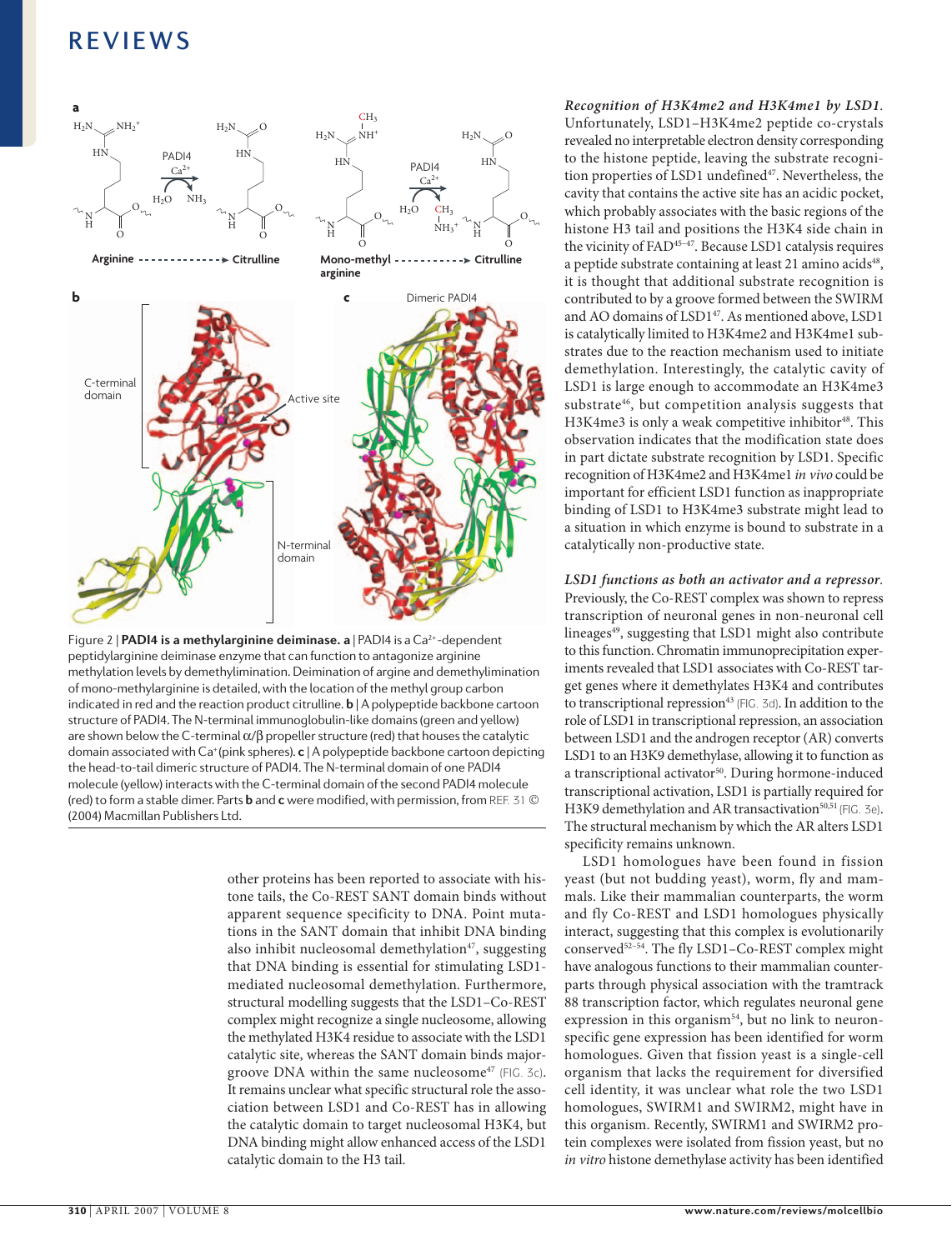Figure 2 | **PADI4 is a methylarginine deiminase.** **a** | PADI4 is a $Ca^{2+}$-dependent peptidylarginine deiminase enzyme that can function to antagonize arginine methylation levels by demethylimination. Demination of argine and demethylimination of mono-methylarginine is detailed, with the location of the methyl group carbon indicated in red and the reaction product citrulline. **b** | A polypeptide backbone cartoon structure of PADI4. The N-terminal immunoglobulin-like domains (green and yellow) are shown below the C-terminal $\alpha/\beta$ propeller structure (red) that houses the catalytic domain associated with $Ca^{+}$ (pink spheres). **c** | A polypeptide backbone cartoon depicting the head-to-tail dimeric structure of PADI4. The N-terminal domain of one PADI4 molecule (yellow) interacts with the C-terminal domain of the second PADI4 molecule (red) to form a stable dimer. Parts **b** and **c** were modified, with permission, from REF. 31 © (2004) Macmillan Publishers Ltd.

other proteins has been reported to associate with histone tails, the Co-REST SANT domain binds without apparent sequence specificity to DNA. Point mutations in the SANT domain that inhibit DNA binding also inhibit nucleosomal demethylation[47], suggesting that DNA binding is essential for stimulating LSD1-mediated nucleosomal demethylation. Furthermore, structural modelling suggests that the LSD1–Co-REST complex might recognize a single nucleosome, allowing the methylated H3K4 residue to associate with the LSD1 catalytic site, whereas the SANT domain binds major-groove DNA within the same nucleosome[47] (FIG. 3c). It remains unclear what specific structural role the association between LSD1 and Co-REST has in allowing the catalytic domain to target nucleosomal H3K4, but DNA binding might allow enhanced access of the LSD1 catalytic domain to the H3 tail.

***Recognition of H3K4me2 and H3K4me1 by LSD1.*** Unfortunately, LSD1–H3K4me2 peptide co-crystals revealed no interpretable electron density corresponding to the histone peptide, leaving the substrate recognition properties of LSD1 undefined[47]. Nevertheless, the cavity that contains the active site has an acidic pocket, which probably associates with the basic regions of the histone H3 tail and positions the H3K4 side chain in the vicinity of FAD[45–47]. Because LSD1 catalysis requires a peptide substrate containing at least 21 amino acids[48], it is thought that additional substrate recognition is contributed to by a groove formed between the SWIRM and AO domains of LSD1[47]. As mentioned above, LSD1 is catalytically limited to H3K4me2 and H3K4me1 substrates due to the reaction mechanism used to initiate demethylation. Interestingly, the catalytic cavity of LSD1 is large enough to accommodate an H3K4me3 substrate[46], but competition analysis suggests that H3K4me3 is only a weak competitive inhibitor[48]. This observation indicates that the modification state does in part dictate substrate recognition by LSD1. Specific recognition of H3K4me2 and H3K4me1 *in vivo* could be important for efficient LSD1 function as inappropriate binding of LSD1 to H3K4me3 substrate might lead to a situation in which enzyme is bound to substrate in a catalytically non-productive state.

***LSD1 functions as both an activator and a repressor.*** Previously, the Co-REST complex was shown to repress transcription of neuronal genes in non-neuronal cell lineages[49], suggesting that LSD1 might also contribute to this function. Chromatin immunoprecipitation experiments revealed that LSD1 associates with Co-REST target genes where it demethylates H3K4 and contributes to transcriptional repression[43] (FIG. 3d). In addition to the role of LSD1 in transcriptional repression, an association between LSD1 and the androgen receptor (AR) converts LSD1 to an H3K9 demethylase, allowing it to function as a transcriptional activator[50]. During hormone-induced transcriptional activation, LSD1 is partially required for H3K9 demethylation and AR transactivation[50,51] (FIG. 3e). The structural mechanism by which the AR alters LSD1 specificity remains unknown.

LSD1 homologues have been found in fission yeast (but not budding yeast), worm, fly and mammals. Like their mammalian counterparts, the worm and fly Co-REST and LSD1 homologues physically interact, suggesting that this complex is evolutionarily conserved[52–54]. The fly LSD1–Co-REST complex might have analogous functions to their mammalian counterparts through physical association with the tramtrack 88 transcription factor, which regulates neuronal gene expression in this organism[54], but no link to neuron-specific gene expression has been identified for worm homologues. Given that fission yeast is a single-cell organism that lacks the requirement for diversified cell identity, it was unclear what role the two LSD1 homologues, SWIRM1 and SWIRM2, might have in this organism. Recently, SWIRM1 and SWIRM2 protein complexes were isolated from fission yeast, but no *in vitro* histone demethylase activity has been identified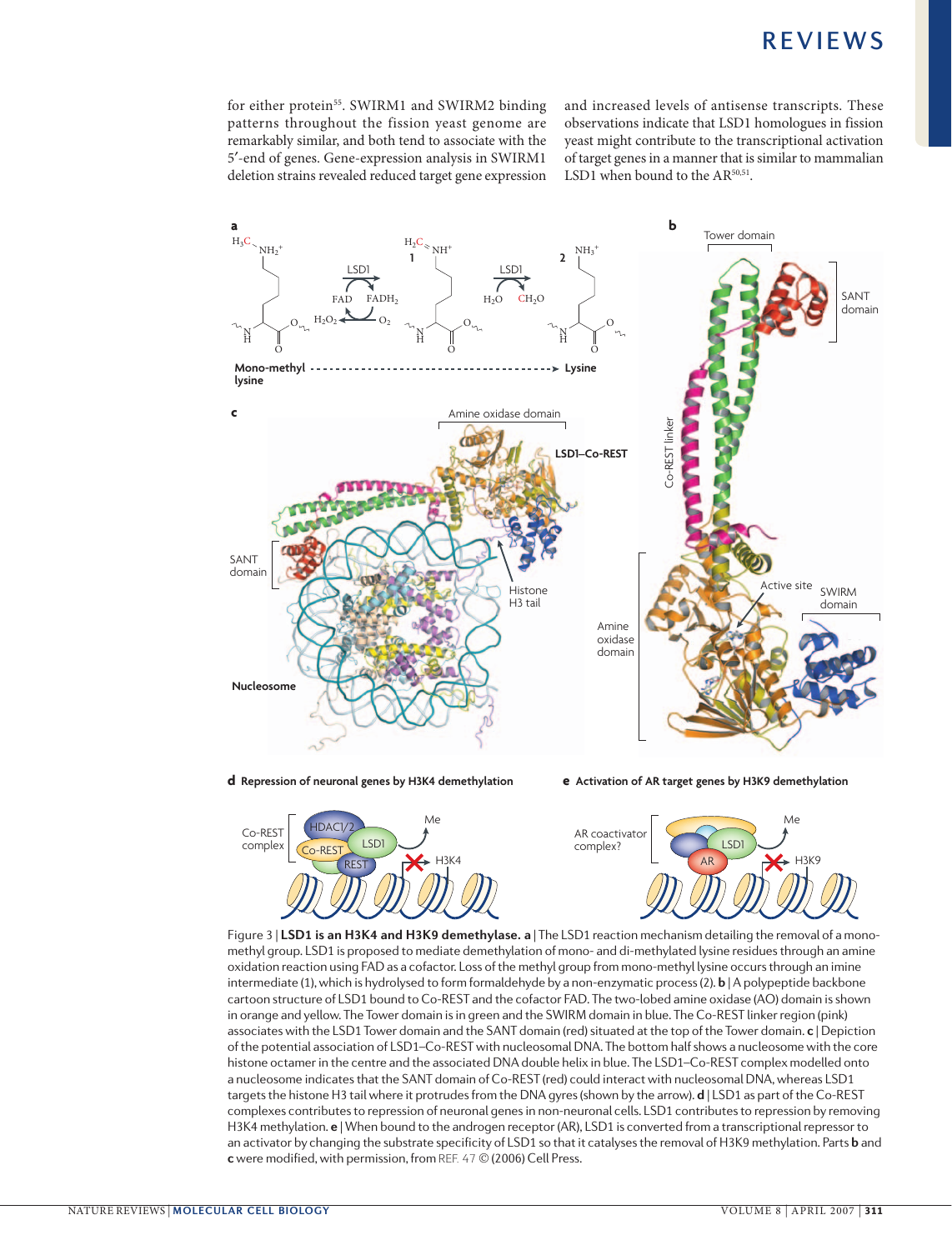for either protein[55]. SWIRM1 and SWIRM2 binding patterns throughout the fission yeast genome are remarkably similar, and both tend to associate with the 5′-end of genes. Gene-expression analysis in SWIRM1 deletion strains revealed reduced target gene expression and increased levels of antisense transcripts. These observations indicate that LSD1 homologues in fission yeast might contribute to the transcriptional activation of target genes in a manner that is similar to mammalian LSD1 when bound to the AR[50,51].

Figure 3 | **LSD1 is an H3K4 and H3K9 demethylase. a** | The LSD1 reaction mechanism detailing the removal of a mono-methyl group. LSD1 is proposed to mediate demethylation of mono- and di-methylated lysine residues through an amine oxidation reaction using FAD as a cofactor. Loss of the methyl group from mono-methyl lysine occurs through an imine intermediate (1), which is hydrolysed to form formaldehyde by a non-enzymatic process (2). **b** | A polypeptide backbone cartoon structure of LSD1 bound to Co-REST and the cofactor FAD. The two-lobed amine oxidase (AO) domain is shown in orange and yellow. The Tower domain is in green and the SWIRM domain in blue. The Co-REST linker region (pink) associates with the LSD1 Tower domain and the SANT domain (red) situated at the top of the Tower domain. **c** | Depiction of the potential association of LSD1–Co-REST with nucleosomal DNA. The bottom half shows a nucleosome with the core histone octamer in the centre and the associated DNA double helix in blue. The LSD1–Co-REST complex modelled onto a nucleosome indicates that the SANT domain of Co-REST (red) could interact with nucleosomal DNA, whereas LSD1 targets the histone H3 tail where it protrudes from the DNA gyres (shown by the arrow). **d** | LSD1 as part of the Co-REST complexes contributes to repression of neuronal genes in non-neuronal cells. LSD1 contributes to repression by removing H3K4 methylation. **e** | When bound to the androgen receptor (AR), LSD1 is converted from a transcriptional repressor to an activator by changing the substrate specificity of LSD1 so that it catalyses the removal of H3K9 methylation. Parts **b** and **c** were modified, with permission, from REF. 47 © (2006) Cell Press.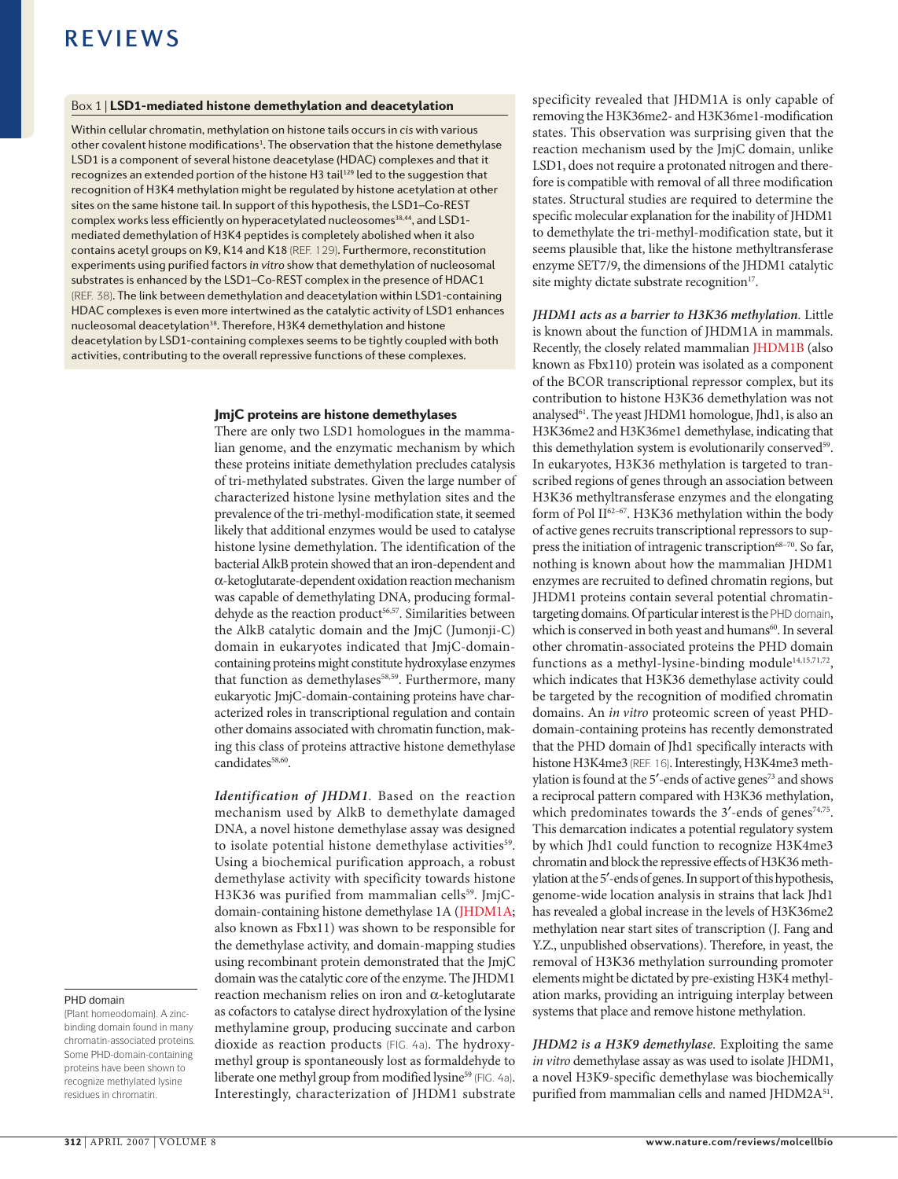### Box 1 | LSD1-mediated histone demethylation and deacetylation

Within cellular chromatin, methylation on histone tails occurs in *cis* with various other covalent histone modifications[1]. The observation that the histone demethylase LSD1 is a component of several histone deacetylase (HDAC) complexes and that it recognizes an extended portion of the histone H3 tail[129] led to the suggestion that recognition of H3K4 methylation might be regulated by histone acetylation at other sites on the same histone tail. In support of this hypothesis, the LSD1–Co-REST complex works less efficiently on hyperacetylated nucleosomes[38,44], and LSD1-mediated demethylation of H3K4 peptides is completely abolished when it also contains acetyl groups on K9, K14 and K18 (REF. 129). Furthermore, reconstitution experiments using purified factors *in vitro* show that demethylation of nucleosomal substrates is enhanced by the LSD1–Co-REST complex in the presence of HDAC1 (REF. 38). The link between demethylation and deacetylation within LSD1-containing HDAC complexes is even more intertwined as the catalytic activity of LSD1 enhances nucleosomal deacetylation[38]. Therefore, H3K4 demethylation and histone deacetylation by LSD1-containing complexes seems to be tightly coupled with both activities, contributing to the overall repressive functions of these complexes.

## JmjC proteins are histone demethylases

There are only two LSD1 homologues in the mammalian genome, and the enzymatic mechanism by which these proteins initiate demethylation precludes catalysis of tri-methylated substrates. Given the large number of characterized histone lysine methylation sites and the prevalence of the tri-methyl-modification state, it seemed likely that additional enzymes would be used to catalyse histone lysine demethylation. The identification of the bacterial AlkB protein showed that an iron-dependent and α-ketoglutarate-dependent oxidation reaction mechanism was capable of demethylating DNA, producing formaldehyde as the reaction product[56,57]. Similarities between the AlkB catalytic domain and the JmjC (Jumonji-C) domain in eukaryotes indicated that JmjC-domain-containing proteins might constitute hydroxylase enzymes that function as demethylases[58,59]. Furthermore, many eukaryotic JmjC-domain-containing proteins have characterized roles in transcriptional regulation and contain other domains associated with chromatin function, making this class of proteins attractive histone demethylase candidates[58,60].

***Identification of JHDM1.*** Based on the reaction mechanism used by AlkB to demethylate damaged DNA, a novel histone demethylase assay was designed to isolate potential histone demethylase activities[59]. Using a biochemical purification approach, a robust demethylase activity with specificity towards histone H3K36 was purified from mammalian cells[59]. JmjC-domain-containing histone demethylase 1A (JHDM1A; also known as Fbx11) was shown to be responsible for the demethylase activity, and domain-mapping studies using recombinant protein demonstrated that the JmjC domain was the catalytic core of the enzyme. The JHDM1 reaction mechanism relies on iron and α-ketoglutarate as cofactors to catalyse direct hydroxylation of the lysine methylamine group, producing succinate and carbon dioxide as reaction products (FIG. 4a). The hydroxymethyl group is spontaneously lost as formaldehyde to liberate one methyl group from modified lysine[59] (FIG. 4a). Interestingly, characterization of JHDM1 substrate specificity revealed that JHDM1A is only capable of removing the H3K36me2- and H3K36me1-modification states. This observation was surprising given that the reaction mechanism used by the JmjC domain, unlike LSD1, does not require a protonated nitrogen and therefore is compatible with removal of all three modification states. Structural studies are required to determine the specific molecular explanation for the inability of JHDM1 to demethylate the tri-methyl-modification state, but it seems plausible that, like the histone methyltransferase enzyme SET7/9, the dimensions of the JHDM1 catalytic site mighty dictate substrate recognition[17].

***JHDM1 acts as a barrier to H3K36 methylation.*** Little is known about the function of JHDM1A in mammals. Recently, the closely related mammalian JHDM1B (also known as Fbx110) protein was isolated as a component of the BCOR transcriptional repressor complex, but its contribution to histone H3K36 demethylation was not analysed[61]. The yeast JHDM1 homologue, Jhd1, is also an H3K36me2 and H3K36me1 demethylase, indicating that this demethylation system is evolutionarily conserved[59]. In eukaryotes, H3K36 methylation is targeted to transcribed regions of genes through an association between H3K36 methyltransferase enzymes and the elongating form of Pol II[62–67]. H3K36 methylation within the body of active genes recruits transcriptional repressors to suppress the initiation of intragenic transcription[68–70]. So far, nothing is known about how the mammalian JHDM1 enzymes are recruited to defined chromatin regions, but JHDM1 proteins contain several potential chromatin-targeting domains. Of particular interest is the PHD domain, which is conserved in both yeast and humans[60]. In several other chromatin-associated proteins the PHD domain functions as a methyl-lysine-binding module[14,15,71,72], which indicates that H3K36 demethylase activity could be targeted by the recognition of modified chromatin domains. An *in vitro* proteomic screen of yeast PHD-domain-containing proteins has recently demonstrated that the PHD domain of Jhd1 specifically interacts with histone H3K4me3 (REF. 16). Interestingly, H3K4me3 methylation is found at the 5′-ends of active genes[73] and shows a reciprocal pattern compared with H3K36 methylation, which predominates towards the 3′-ends of genes[74,75]. This demarcation indicates a potential regulatory system by which Jhd1 could function to recognize H3K4me3 chromatin and block the repressive effects of H3K36 methylation at the 5′-ends of genes. In support of this hypothesis, genome-wide location analysis in strains that lack Jhd1 has revealed a global increase in the levels of H3K36me2 methylation near start sites of transcription (J. Fang and Y.Z., unpublished observations). Therefore, in yeast, the removal of H3K36 methylation surrounding promoter elements might be dictated by pre-existing H3K4 methylation marks, providing an intriguing interplay between systems that place and remove histone methylation.

***JHDM2 is a H3K9 demethylase.*** Exploiting the same *in vitro* demethylase assay as was used to isolate JHDM1, a novel H3K9-specific demethylase was biochemically purified from mammalian cells and named JHDM2A[51].

PHD domain
(Plant homeodomain). A zinc-binding domain found in many chromatin-associated proteins. Some PHD-domain-containing proteins have been shown to recognize methylated lysine residues in chromatin.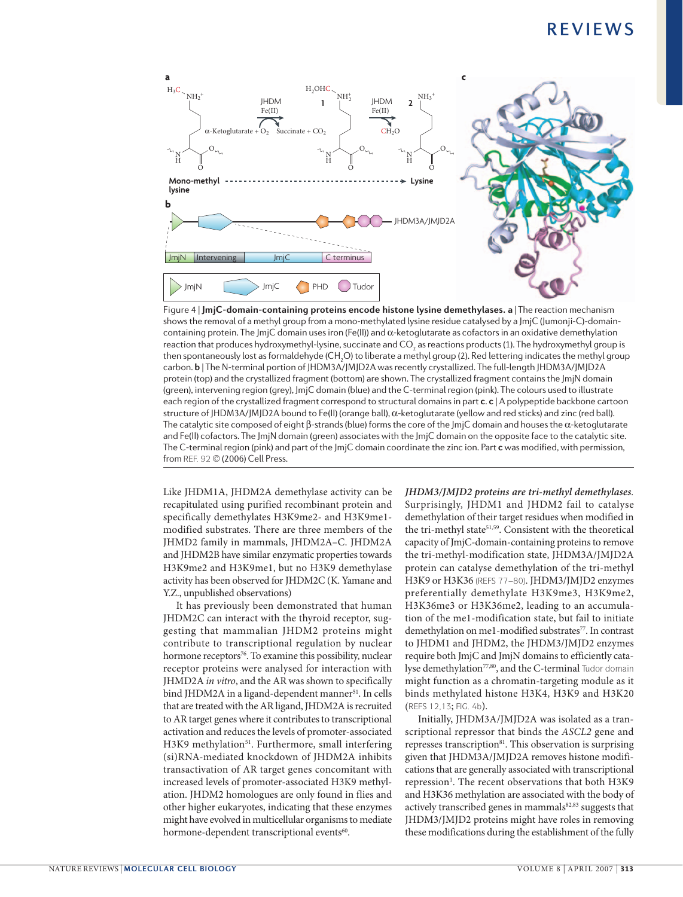Figure 4 | **JmjC-domain-containing proteins encode histone lysine demethylases. a** | The reaction mechanism shows the removal of a methyl group from a mono-methylated lysine residue catalysed by a JmjC (Jumonji-C)-domain-containing protein. The JmjC domain uses iron (Fe(II)) and α-ketoglutarate as cofactors in an oxidative demethylation reaction that produces hydroxymethyl-lysine, succinate and $CO_2$ as reactions products (1). The hydroxymethyl group is then spontaneously lost as formaldehyde ($CH_2O$) to liberate a methyl group (2). Red lettering indicates the methyl group carbon. **b** | The N-terminal portion of JHDM3A/JMJD2A was recently crystallized. The full-length JHDM3A/JMJD2A protein (top) and the crystallized fragment (bottom) are shown. The crystallized fragment contains the JmjN domain (green), intervening region (grey), JmjC domain (blue) and the C-terminal region (pink). The colours used to illustrate each region of the crystallized fragment correspond to structural domains in part **c**. **c** | A polypeptide backbone cartoon structure of JHDM3A/JMJD2A bound to Fe(II) (orange ball), α-ketoglutarate (yellow and red sticks) and zinc (red ball). The catalytic site composed of eight β-strands (blue) forms the core of the JmjC domain and houses the α-ketoglutarate and Fe(II) cofactors. The JmjN domain (green) associates with the JmjC domain on the opposite face to the catalytic site. The C-terminal region (pink) and part of the JmjC domain coordinate the zinc ion. Part **c** was modified, with permission, from REF. 92 © (2006) Cell Press.

Like JHDM1A, JHDM2A demethylase activity can be recapitulated using purified recombinant protein and specifically demethylates H3K9me2- and H3K9me1-modified substrates. There are three members of the JHMD2 family in mammals, JHDM2A–C. JHDM2A and JHDM2B have similar enzymatic properties towards H3K9me2 and H3K9me1, but no H3K9 demethylase activity has been observed for JHDM2C (K. Yamane and Y.Z., unpublished observations)

It has previously been demonstrated that human JHDM2C can interact with the thyroid receptor, suggesting that mammalian JHDM2 proteins might contribute to transcriptional regulation by nuclear hormone receptors[76]. To examine this possibility, nuclear receptor proteins were analysed for interaction with JHMD2A *in vitro*, and the AR was shown to specifically bind JHDM2A in a ligand-dependent manner[51]. In cells that are treated with the AR ligand, JHDM2A is recruited to AR target genes where it contributes to transcriptional activation and reduces the levels of promoter-associated H3K9 methylation[51]. Furthermore, small interfering (si)RNA-mediated knockdown of JHDM2A inhibits transactivation of AR target genes concomitant with increased levels of promoter-associated H3K9 methylation. JHDM2 homologues are only found in flies and other higher eukaryotes, indicating that these enzymes might have evolved in multicellular organisms to mediate hormone-dependent transcriptional events[60].

***JHDM3/JMJD2 proteins are tri-methyl demethylases.*** Surprisingly, JHDM1 and JHDM2 fail to catalyse demethylation of their target residues when modified in the tri-methyl state[51,59]. Consistent with the theoretical capacity of JmjC-domain-containing proteins to remove the tri-methyl-modification state, JHDM3A/JMJD2A protein can catalyse demethylation of the tri-methyl H3K9 or H3K36 (REFS 77–80). JHDM3/JMJD2 enzymes preferentially demethylate H3K9me3, H3K9me2, H3K36me3 or H3K36me2, leading to an accumulation of the me1-modification state, but fail to initiate demethylation on me1-modified substrates[77]. In contrast to JHDM1 and JHDM2, the JHDM3/JMJD2 enzymes require both JmjC and JmjN domains to efficiently catalyse demethylation[77,80], and the C-terminal Tudor domain might function as a chromatin-targeting module as it binds methylated histone H3K4, H3K9 and H3K20 (REFS 12,13; FIG. 4b).

Initially, JHDM3A/JMJD2A was isolated as a transcriptional repressor that binds the *ASCL2* gene and represses transcription[81]. This observation is surprising given that JHDM3A/JMJD2A removes histone modifications that are generally associated with transcriptional repression[1]. The recent observations that both H3K9 and H3K36 methylation are associated with the body of actively transcribed genes in mammals[82,83] suggests that JHDM3/JMJD2 proteins might have roles in removing these modifications during the establishment of the fully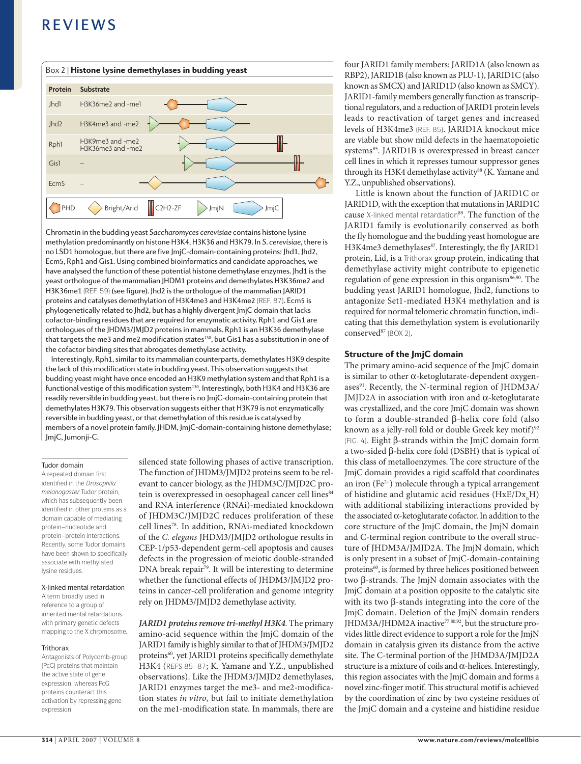## Box 2 | Histone lysine demethylases in budding yeast

| Protein | Substrate |
|---|---|
| Jhd1 | H3K36me2 and -me1 |
| Jhd2 | H3K4me3 and -me2 |
| Rph1 | H3K9me3 and -me2 H3K36me3 and -me2 |
| Gis1 | – |
| Ecm5 | – |

PHD | Bright/Arid | C2H2-ZF | JmjN | JmjC

Chromatin in the budding yeast *Saccharomyces cerevisiae* contains histone lysine methylation predominantly on histone H3K4, H3K36 and H3K79. In *S. cerevisiae*, there is no LSD1 homologue, but there are five JmjC-domain-containing proteins: Jhd1, Jhd2, Ecm5, Rph1 and Gis1. Using combined bioinformatics and candidate approaches, we have analysed the function of these potential histone demethylase enzymes. Jhd1 is the yeast orthologue of the mammalian JHDM1 proteins and demethylates H3K36me2 and H3K36me1 (REF. 59) (see figure). Jhd2 is the orthologue of the mammalian JARID1 proteins and catalyses demethylation of H3K4me3 and H3K4me2 (REF. 87). Ecm5 is phylogenetically related to Jhd2, but has a highly divergent JmjC domain that lacks cofactor-binding residues that are required for enzymatic activity. Rph1 and Gis1 are orthologues of the JHDM3/JMJD2 proteins in mammals. Rph1 is an H3K36 demethylase that targets the me3 and me2 modification states[130], but Gis1 has a substitution in one of the cofactor binding sites that abrogates demethylase activity.

Interestingly, Rph1, similar to its mammalian counterparts, demethylates H3K9 despite the lack of this modification state in budding yeast. This observation suggests that budding yeast might have once encoded an H3K9 methylation system and that Rph1 is a functional vestige of this modification system[130]. Interestingly, both H3K4 and H3K36 are readily reversible in budding yeast, but there is no JmjC-domain-containing protein that demethylates H3K79. This observation suggests either that H3K79 is not enzymatically reversible in budding yeast, or that demethylation of this residue is catalysed by members of a novel protein family. JHDM, JmjC-domain-containing histone demethylase; JmjC, Jumonji-C.

**Tudor domain**
A repeated domain first identified in the *Drosophila melanogaster* Tudor protein, which has subsequently been identified in other proteins as a domain capable of mediating protein–nucleotide and protein–protein interactions. Recently, some Tudor domains have been shown to specifically associate with methylated lysine residues.

**X-linked mental retardation**
A term broadly used in reference to a group of inherited mental retardations with primary genetic defects mapping to the X chromosome.

**Trithorax**
Antagonists of Polycomb-group (PcG) proteins that maintain the active state of gene expression, whereas PcG proteins counteract this activation by repressing gene expression.

silenced state following phases of active transcription. The function of JHDM3/JMJD2 proteins seem to be relevant to cancer biology, as the JHDM3C/JMJD2C protein is overexpressed in oesophageal cancer cell lines[84] and RNA interference (RNAi)-mediated knockdown of JHDM3C/JMJD2C reduces proliferation of these cell lines[78]. In addition, RNAi-mediated knockdown of the *C. elegans* JHDM3/JMJD2 orthologue results in CEP-1/p53-dependent germ-cell apoptosis and causes defects in the progression of meiotic double-stranded DNA break repair[79]. It will be interesting to determine whether the functional effects of JHDM3/JMJD2 proteins in cancer-cell proliferation and genome integrity rely on JHDM3/JMJD2 demethylase activity.

***JARID1 proteins remove tri-methyl H3K4.*** The primary amino-acid sequence within the JmjC domain of the JARID1 family is highly similar to that of JHDM3/JMJD2 proteins[60], yet JARID1 proteins specifically demethylate H3K4 (REFS 85–87; K. Yamane and Y.Z., unpublished observations). Like the JHDM3/JMJD2 demethylases, JARID1 enzymes target the me3- and me2-modification states *in vitro*, but fail to initiate demethylation on the me1-modification state. In mammals, there are four JARID1 family members: JARID1A (also known as RBP2), JARID1B (also known as PLU-1), JARID1C (also known as SMCX) and JARID1D (also known as SMCY). JARID1-family members generally function as transcriptional regulators, and a reduction of JARID1 protein levels leads to reactivation of target genes and increased levels of H3K4me3 (REF. 85). JARID1A knockout mice are viable but show mild defects in the haematopoietic systems[85]. JARID1B is overexpressed in breast cancer cell lines in which it represses tumour suppressor genes through its H3K4 demethylase activity[88] (K. Yamane and Y.Z., unpublished observations).

Little is known about the function of JARID1C or JARID1D, with the exception that mutations in JARID1C cause X-linked mental retardation[89]. The function of the JARID1 family is evolutionarily conserved as both the fly homologue and the budding yeast homologue are H3K4me3 demethylases[87]. Interestingly, the fly JARID1 protein, Lid, is a Trithorax group protein, indicating that demethylase activity might contribute to epigenetic regulation of gene expression in this organism[86,90]. The budding yeast JARID1 homologue, Jhd2, functions to antagonize Set1-mediated H3K4 methylation and is required for normal telomeric chromatin function, indicating that this demethylation system is evolutionarily conserved[87] (BOX 2).

### Structure of the JmjC domain

The primary amino-acid sequence of the JmjC domain is similar to other α-ketoglutarate-dependent oxygenases[91]. Recently, the N-terminal region of JHDM3A/JMJD2A in association with iron and α-ketoglutarate was crystallized, and the core JmjC domain was shown to form a double-stranded β-helix core fold (also known as a jelly-roll fold or double Greek key motif)[92] (FIG. 4). Eight β-strands within the JmjC domain form a two-sided β-helix core fold (DSBH) that is typical of this class of metalloenzymes. The core structure of the JmjC domain provides a rigid scaffold that coordinates an iron ($Fe^{2+}$) molecule through a typical arrangement of histidine and glutamic acid residues (HxE/D$x_n$H) with additional stabilizing interactions provided by the associated α-ketoglutarate cofactor. In addition to the core structure of the JmjC domain, the JmjN domain and C-terminal region contribute to the overall structure of JHDM3A/JMJD2A. The JmjN domain, which is only present in a subset of JmjC-domain-containing proteins[60], is formed by three helices positioned between two β-strands. The JmjN domain associates with the JmjC domain at a position opposite to the catalytic site with its two β-stands integrating into the core of the JmjC domain. Deletion of the JmjN domain renders JHDM3A/JHDM2A inactive[77,80,92], but the structure provides little direct evidence to support a role for the JmjN domain in catalysis given its distance from the active site. The C-terminal portion of the JHMD3A/JMJD2A structure is a mixture of coils and α-helices. Interestingly, this region associates with the JmjC domain and forms a novel zinc-finger motif. This structural motif is achieved by the coordination of zinc by two cysteine residues of the JmjC domain and a cysteine and histidine residue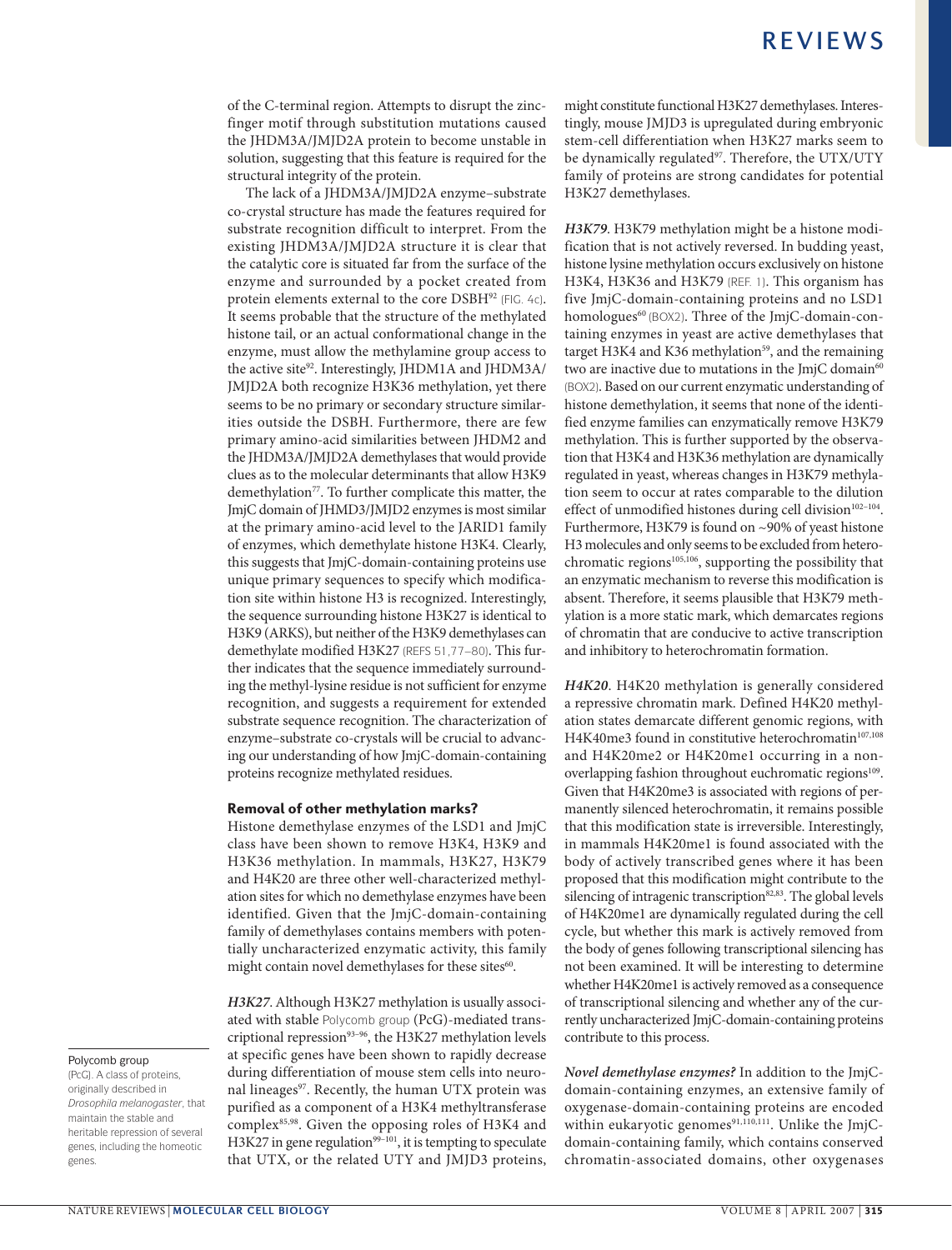of the C-terminal region. Attempts to disrupt the zinc-finger motif through substitution mutations caused the JHDM3A/JMJD2A protein to become unstable in solution, suggesting that this feature is required for the structural integrity of the protein.

The lack of a JHDM3A/JMJD2A enzyme–substrate co-crystal structure has made the features required for substrate recognition difficult to interpret. From the existing JHDM3A/JMJD2A structure it is clear that the catalytic core is situated far from the surface of the enzyme and surrounded by a pocket created from protein elements external to the core DSBH[92] (FIG. 4c). It seems probable that the structure of the methylated histone tail, or an actual conformational change in the enzyme, must allow the methylamine group access to the active site[92]. Interestingly, JHDM1A and JHDM3A/JMJD2A both recognize H3K36 methylation, yet there seems to be no primary or secondary structure similarities outside the DSBH. Furthermore, there are few primary amino-acid similarities between JHDM2 and the JHDM3A/JMJD2A demethylases that would provide clues as to the molecular determinants that allow H3K9 demethylation[77]. To further complicate this matter, the JmjC domain of JHMD3/JMJD2 enzymes is most similar at the primary amino-acid level to the JARID1 family of enzymes, which demethylate histone H3K4. Clearly, this suggests that JmjC-domain-containing proteins use unique primary sequences to specify which modification site within histone H3 is recognized. Interestingly, the sequence surrounding histone H3K27 is identical to H3K9 (ARKS), but neither of the H3K9 demethylases can demethylate modified H3K27 (REFS 51,77–80). This further indicates that the sequence immediately surrounding the methyl-lysine residue is not sufficient for enzyme recognition, and suggests a requirement for extended substrate sequence recognition. The characterization of enzyme–substrate co-crystals will be crucial to advancing our understanding of how JmjC-domain-containing proteins recognize methylated residues.

## Removal of other methylation marks?

Histone demethylase enzymes of the LSD1 and JmjC class have been shown to remove H3K4, H3K9 and H3K36 methylation. In mammals, H3K27, H3K79 and H4K20 are three other well-characterized methylation sites for which no demethylase enzymes have been identified. Given that the JmjC-domain-containing family of demethylases contains members with potentially uncharacterized enzymatic activity, this family might contain novel demethylases for these sites[60].

***H3K27***. Although H3K27 methylation is usually associated with stable Polycomb group (PcG)-mediated transcriptional repression[93–96], the H3K27 methylation levels at specific genes have been shown to rapidly decrease during differentiation of mouse stem cells into neuronal lineages[97]. Recently, the human UTX protein was purified as a component of a H3K4 methyltransferase complex[85,98]. Given the opposing roles of H3K4 and H3K27 in gene regulation[99–101], it is tempting to speculate that UTX, or the related UTY and JMJD3 proteins, might constitute functional H3K27 demethylases. Interestingly, mouse JMJD3 is upregulated during embryonic stem-cell differentiation when H3K27 marks seem to be dynamically regulated[97]. Therefore, the UTX/UTY family of proteins are strong candidates for potential H3K27 demethylases.

> **Polycomb group**
> (PcG). A class of proteins, originally described in *Drosophila melanogaster*, that maintain the stable and heritable repression of several genes, including the homeotic genes.

***H3K79***. H3K79 methylation might be a histone modification that is not actively reversed. In budding yeast, histone lysine methylation occurs exclusively on histone H3K4, H3K36 and H3K79 (REF. 1). This organism has five JmjC-domain-containing proteins and no LSD1 homologues[60] (BOX2). Three of the JmjC-domain-containing enzymes in yeast are active demethylases that target H3K4 and K36 methylation[59], and the remaining two are inactive due to mutations in the JmjC domain[60] (BOX2). Based on our current enzymatic understanding of histone demethylation, it seems that none of the identified enzyme families can enzymatically remove H3K79 methylation. This is further supported by the observation that H3K4 and H3K36 methylation are dynamically regulated in yeast, whereas changes in H3K79 methylation seem to occur at rates comparable to the dilution effect of unmodified histones during cell division[102–104]. Furthermore, H3K79 is found on ~90% of yeast histone H3 molecules and only seems to be excluded from heterochromatic regions[105,106], supporting the possibility that an enzymatic mechanism to reverse this modification is absent. Therefore, it seems plausible that H3K79 methylation is a more static mark, which demarcates regions of chromatin that are conducive to active transcription and inhibitory to heterochromatin formation.

***H4K20***. H4K20 methylation is generally considered a repressive chromatin mark. Defined H4K20 methylation states demarcate different genomic regions, with H4K40me3 found in constitutive heterochromatin[107,108] and H4K20me2 or H4K20me1 occurring in a non-overlapping fashion throughout euchromatic regions[109]. Given that H4K20me3 is associated with regions of permanently silenced heterochromatin, it remains possible that this modification state is irreversible. Interestingly, in mammals H4K20me1 is found associated with the body of actively transcribed genes where it has been proposed that this modification might contribute to the silencing of intragenic transcription[82,83]. The global levels of H4K20me1 are dynamically regulated during the cell cycle, but whether this mark is actively removed from the body of genes following transcriptional silencing has not been examined. It will be interesting to determine whether H4K20me1 is actively removed as a consequence of transcriptional silencing and whether any of the currently uncharacterized JmjC-domain-containing proteins contribute to this process.

***Novel demethylase enzymes?*** In addition to the JmjC-domain-containing enzymes, an extensive family of oxygenase-domain-containing proteins are encoded within eukaryotic genomes[91,110,111]. Unlike the JmjC-domain-containing family, which contains conserved chromatin-associated domains, other oxygenases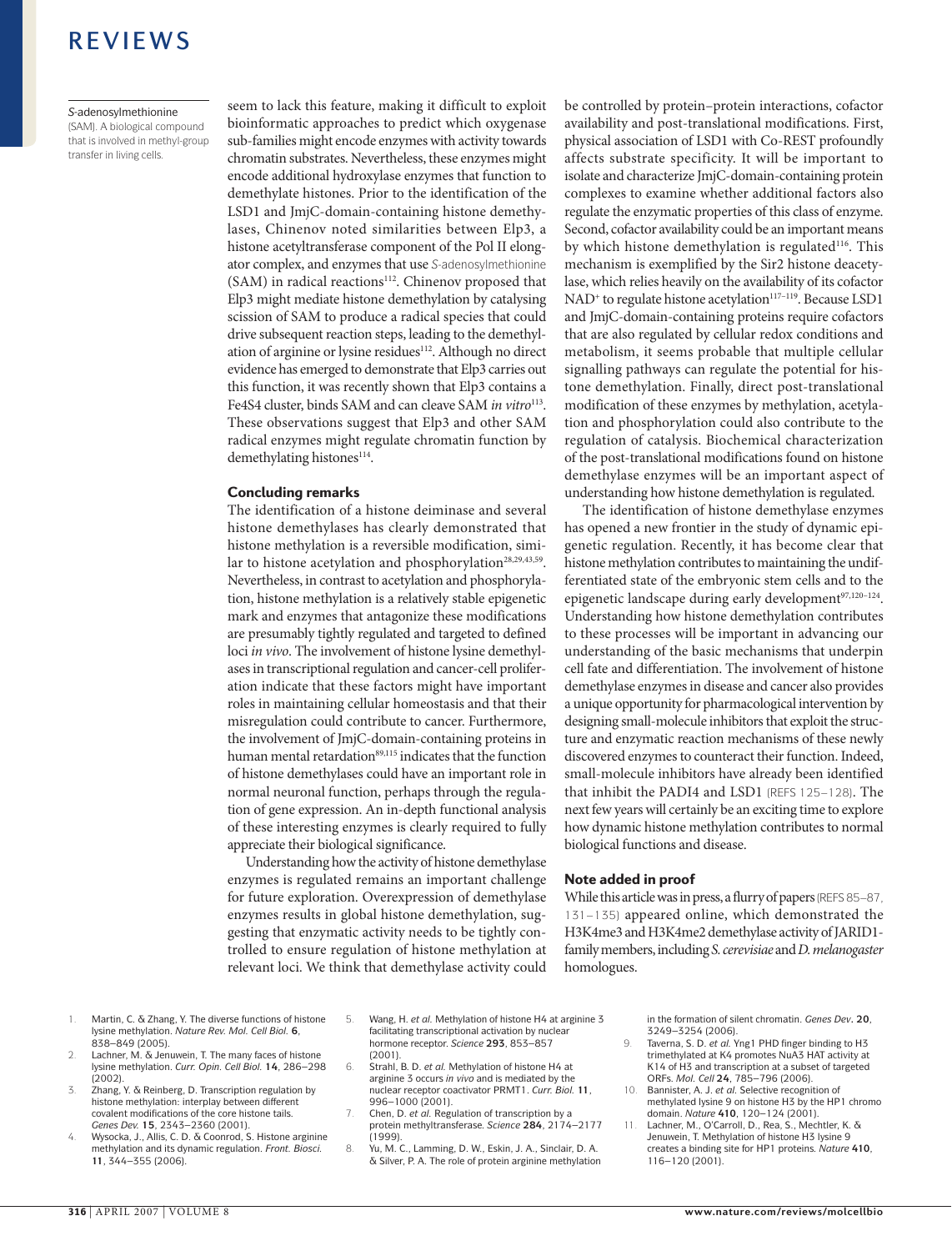*S*-adenosylmethionine
(SAM). A biological compound that is involved in methyl-group transfer in living cells.

seem to lack this feature, making it difficult to exploit bioinformatic approaches to predict which oxygenase sub-families might encode enzymes with activity towards chromatin substrates. Nevertheless, these enzymes might encode additional hydroxylase enzymes that function to demethylate histones. Prior to the identification of the LSD1 and JmjC-domain-containing histone demethylases, Chinenov noted similarities between Elp3, a histone acetyltransferase component of the Pol II elongator complex, and enzymes that use *S*-adenosylmethionine (SAM) in radical reactions[112]. Chinenov proposed that Elp3 might mediate histone demethylation by catalysing scission of SAM to produce a radical species that could drive subsequent reaction steps, leading to the demethylation of arginine or lysine residues[112]. Although no direct evidence has emerged to demonstrate that Elp3 carries out this function, it was recently shown that Elp3 contains a Fe4S4 cluster, binds SAM and can cleave SAM *in vitro*[113]. These observations suggest that Elp3 and other SAM radical enzymes might regulate chromatin function by demethylating histones[114].

## Concluding remarks

The identification of a histone deiminase and several histone demethylases has clearly demonstrated that histone methylation is a reversible modification, similar to histone acetylation and phosphorylation[28,29,43,59]. Nevertheless, in contrast to acetylation and phosphorylation, histone methylation is a relatively stable epigenetic mark and enzymes that antagonize these modifications are presumably tightly regulated and targeted to defined loci *in vivo*. The involvement of histone lysine demethylases in transcriptional regulation and cancer-cell proliferation indicate that these factors might have important roles in maintaining cellular homeostasis and that their misregulation could contribute to cancer. Furthermore, the involvement of JmjC-domain-containing proteins in human mental retardation[89,115] indicates that the function of histone demethylases could have an important role in normal neuronal function, perhaps through the regulation of gene expression. An in-depth functional analysis of these interesting enzymes is clearly required to fully appreciate their biological significance.

Understanding how the activity of histone demethylase enzymes is regulated remains an important challenge for future exploration. Overexpression of demethylase enzymes results in global histone demethylation, suggesting that enzymatic activity needs to be tightly controlled to ensure regulation of histone methylation at relevant loci. We think that demethylase activity could be controlled by protein–protein interactions, cofactor availability and post-translational modifications. First, physical association of LSD1 with Co-REST profoundly affects substrate specificity. It will be important to isolate and characterize JmjC-domain-containing protein complexes to examine whether additional factors also regulate the enzymatic properties of this class of enzyme. Second, cofactor availability could be an important means by which histone demethylation is regulated[116]. This mechanism is exemplified by the Sir2 histone deacetylase, which relies heavily on the availability of its cofactor $NAD^+$ to regulate histone acetylation[117–119]. Because LSD1 and JmjC-domain-containing proteins require cofactors that are also regulated by cellular redox conditions and metabolism, it seems probable that multiple cellular signalling pathways can regulate the potential for histone demethylation. Finally, direct post-translational modification of these enzymes by methylation, acetylation and phosphorylation could also contribute to the regulation of catalysis. Biochemical characterization of the post-translational modifications found on histone demethylase enzymes will be an important aspect of understanding how histone demethylation is regulated.

The identification of histone demethylase enzymes has opened a new frontier in the study of dynamic epigenetic regulation. Recently, it has become clear that histone methylation contributes to maintaining the undifferentiated state of the embryonic stem cells and to the epigenetic landscape during early development[97,120–124]. Understanding how histone demethylation contributes to these processes will be important in advancing our understanding of the basic mechanisms that underpin cell fate and differentiation. The involvement of histone demethylase enzymes in disease and cancer also provides a unique opportunity for pharmacological intervention by designing small-molecule inhibitors that exploit the structure and enzymatic reaction mechanisms of these newly discovered enzymes to counteract their function. Indeed, small-molecule inhibitors have already been identified that inhibit the PADI4 and LSD1 (REFS 125–128). The next few years will certainly be an exciting time to explore how dynamic histone methylation contributes to normal biological functions and disease.

## Note added in proof

While this article was in press, a flurry of papers (REFS 85–87, 131–135) appeared online, which demonstrated the H3K4me3 and H3K4me2 demethylase activity of JARID1-family members, including *S. cerevisiae* and *D. melanogaster* homologues.

1. Martin, C. & Zhang, Y. The diverse functions of histone lysine methylation. *Nature Rev. Mol. Cell Biol.* **6**, 838–849 (2005).
2. Lachner, M. & Jenuwein, T. The many faces of histone lysine methylation. *Curr. Opin. Cell Biol.* **14**, 286–298 (2002).
3. Zhang, Y. & Reinberg, D. Transcription regulation by histone methylation: interplay between different covalent modifications of the core histone tails. *Genes Dev.* **15**, 2343–2360 (2001).
4. Wysocka, J., Allis, C. D. & Coonrod, S. Histone arginine methylation and its dynamic regulation. *Front. Biosci.* **11**, 344–355 (2006).
5. Wang, H. *et al.* Methylation of histone H4 at arginine 3 facilitating transcriptional activation by nuclear hormone receptor. *Science* **293**, 853–857 (2001).
6. Strahl, B. D. *et al.* Methylation of histone H4 at arginine 3 occurs *in vivo* and is mediated by the nuclear receptor coactivator PRMT1. *Curr. Biol.* **11**, 996–1000 (2001).
7. Chen, D. *et al.* Regulation of transcription by a protein methyltransferase. *Science* **284**, 2174–2177 (1999).
8. Yu, M. C., Lamming, D. W., Eskin, J. A., Sinclair, D. A. & Silver, P. A. The role of protein arginine methylation in the formation of silent chromatin. *Genes Dev*. **20**, 3249–3254 (2006).
9. Taverna, S. D. *et al.* Yng1 PHD finger binding to H3 trimethylated at K4 promotes NuA3 HAT activity at K14 of H3 and transcription at a subset of targeted ORFs. *Mol. Cell* **24**, 785–796 (2006).
10. Bannister, A. J. *et al.* Selective recognition of methylated lysine 9 on histone H3 by the HP1 chromo domain. *Nature* **410**, 120–124 (2001).
11. Lachner, M., O'Carroll, D., Rea, S., Mechtler, K. & Jenuwein, T. Methylation of histone H3 lysine 9 creates a binding site for HP1 proteins. *Nature* **410**, 116–120 (2001).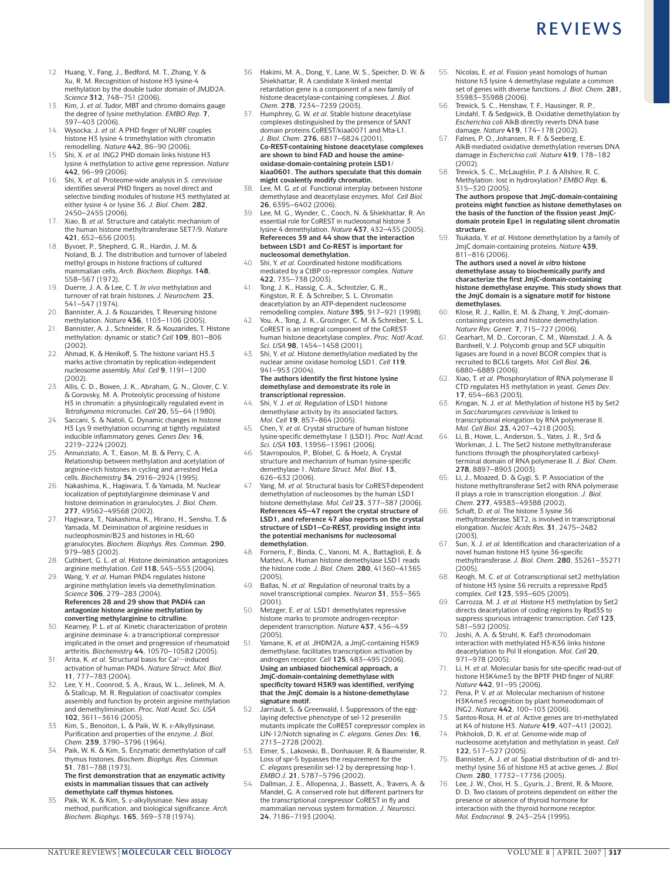12. Huang, Y., Fang, J., Bedford, M. T., Zhang, Y. & Xu, R. M. Recognition of histone H3 lysine-4 methylation by the double tudor domain of JMJD2A. *Science* **312**, 748–751 (2006).
13. Kim, J. *et al.* Tudor, MBT and chromo domains gauge the degree of lysine methylation. *EMBO Rep.* **7**, 397–403 (2006).
14. Wysocka, J. *et al.* A PHD finger of NURF couples histone H3 lysine 4 trimethylation with chromatin remodelling. *Nature* **442**, 86–90 (2006).
15. Shi, X. *et al.* ING2 PHD domain links histone H3 lysine 4 methylation to active gene repression. *Nature* **442**, 96–99 (2006).
16. Shi, X. *et al.* Proteome-wide analysis in *S. cerevisiae* identifies several PHD fingers as novel direct and selective binding modules of histone H3 methylated at either lysine 4 or lysine 36. *J. Biol. Chem.* **282**, 2450–2455 (2006).
17. Xiao, B. *et al.* Structure and catalytic mechanism of the human histone methyltransferase SET7/9. *Nature* **421**, 652–656 (2003).
18. Byvoet, P., Shepherd, G. R., Hardin, J. M. & Noland, B. J. The distribution and turnover of labeled methyl groups in histone fractions of cultured mammalian cells. *Arch. Biochem. Biophys.* **148**, 558–567 (1972).
19. Duerre, J. A. & Lee, C. T. *In vivo* methylation and turnover of rat brain histones. *J. Neurochem.* **23**, 541–547 (1974).
20. Bannister, A. J. & Kouzarides, T. Reversing histone methylation. *Nature* **436**, 1103–1106 (2005).
21. Bannister, A. J., Schneider, R. & Kouzarides, T. Histone methylation: dynamic or static? *Cell* **109**, 801–806 (2002).
22. Ahmad, K. & Henikoff, S. The histone variant H3.3 marks active chromatin by replication-independent nucleosome assembly. *Mol. Cell* **9**, 1191–1200 (2002).
23. Allis, C. D., Bowen, J. K., Abraham, G. N., Glover, C. V. & Gorovsky, M. A. Proteolytic processing of histone H3 in chromatin: a physiologically regulated event in *Tetrahymena* micronuclei. *Cell* **20**, 55–64 (1980).
24. Saccani, S. & Natoli, G. Dynamic changes in histone H3 Lys 9 methylation occurring at tightly regulated inducible inflammatory genes. *Genes Dev.* **16**, 2219–2224 (2002).
25. Annunziato, A. T., Eason, M. B. & Perry, C. A. Relationship between methylation and acetylation of arginine-rich histones in cycling and arrested HeLa cells. *Biochemistry* **34**, 2916–2924 (1995).
26. Nakashima, K., Hagiwara, T. & Yamada, M. Nuclear localization of peptidylarginine deiminase V and histone deimination in granulocytes. *J. Biol. Chem.* **277**, 49562–49568 (2002).
27. Hagiwara, T., Nakashima, K., Hirano, H., Senshu, T. & Yamada, M. Deimination of arginine residues in nucleophosmin/B23 and histones in HL-60 granulocytes. *Biochem. Biophys. Res. Commun.* **290**, 979–983 (2002).
28. Cuthbert, G. L. *et al.* Histone deimination antagonizes arginine methylation. *Cell* **118**, 545–553 (2004).
29. Wang, Y. *et al.* Human PAD4 regulates histone arginine methylation levels via demethylimination. *Science* **306**, 279–283 (2004).
**References 28 and 29 show that PADI4 can antagonize histone arginine methylation by converting methylarginine to citrulline.**
30. Kearney, P. L. *et al.* Kinetic characterization of protein arginine deiminase 4: a transcriptional corepressor implicated in the onset and progression of rheumatoid arthritis. *Biochemistry* **44**, 10570–10582 (2005).
31. Arita, K. *et al.* Structural basis for $Ca^{2+}$-induced activation of human PAD4. *Nature Struct. Mol. Biol.* **11**, 777–783 (2004).
32. Lee, Y. H., Coonrod, S. A., Kraus, W. L., Jelinek, M. A. & Stallcup, M. R. Regulation of coactivator complex assembly and function by protein arginine methylation and demethylimination. *Proc. Natl Acad. Sci. USA* **102**, 3611–3616 (2005).
33. Kim, S., Benoiton, L. & Paik, W. K. ε-Alkyllysinase. Purification and properties of the enzyme. *J. Biol. Chem.* **239**, 3790–3796 (1964).
34. Paik, W. K. & Kim, S. Enzymatic demethylation of calf thymus histones. *Biochem. Biophys. Res. Commun.* **51**, 781–788 (1973).
**The first demonstration that an enzymatic activity exists in mammalian tissues that can actively demethylate calf thymus histones.**
35. Paik, W. K. & Kim, S. ε-alkyllysinase. New assay method, purification, and biological significance. *Arch. Biochem. Biophys.* **165**, 369–378 (1974).
36. Hakimi, M. A., Dong, Y., Lane, W. S., Speicher, D. W. & Shiekhattar, R. A candidate X-linked mental retardation gene is a component of a new family of histone deacetylase-containing complexes. *J. Biol. Chem.* **278**, 7234–7239 (2003).
37. Humphrey, G. W. *et al.* Stable histone deacetylase complexes distinguished by the presence of SANT domain proteins CoREST/kiaa0071 and Mta-L1. *J. Biol. Chem.* **276**, 6817–6824 (2001).
**Co-REST-containing histone deacetylase complexes are shown to bind FAD and house the amine-oxidase-domain-containing protein LSD1/kiaa0601. The authors speculate that this domain might covalently modify chromatin.**
38. Lee, M. G. *et al.* Functional interplay between histone demethylase and deacetylase enzymes. *Mol. Cell Biol.* **26**, 6395–6402 (2006).
39. Lee, M. G., Wynder, C., Cooch, N. & Shiekhattar, R. An essential role for CoREST in nucleosomal histone 3 lysine 4 demethylation. *Nature* **437**, 432–435 (2005).
**References 39 and 44 show that the interaction between LSD1 and Co-REST is important for nucleosomal demethylation.**
40. Shi, Y. *et al.* Coordinated histone modifications mediated by a CtBP co-repressor complex. *Nature* **422**, 735–738 (2003).
41. Tong, J. K., Hassig, C. A., Schnitzler, G. R., Kingston, R. E. & Schreiber, S. L. Chromatin deacetylation by an ATP-dependent nucleosome remodelling complex. *Nature* **395**, 917–921 (1998).
42. You, A., Tong, J. K., Grozinger, C. M. & Schreiber, S. L. CoREST is an integral component of the CoREST-human histone deacetylase complex. *Proc. Natl Acad. Sci. USA* **98**, 1454–1458 (2001).
43. Shi, Y. *et al.* Histone demethylation mediated by the nuclear amine oxidase homolog LSD1. *Cell* **119**, 941–953 (2004).
**The authors identify the first histone lysine demethylase and demonstrate its role in transcriptional repression.**
44. Shi, Y. J. *et al.* Regulation of LSD1 histone demethylase activity by its associated factors. *Mol. Cell* **19**, 857–864 (2005).
45. Chen, Y. *et al.* Crystal structure of human histone lysine-specific demethylase 1 (LSD1). *Proc. Natl Acad. Sci. USA* **103**, 13956–13961 (2006).
46. Stavropoulos, P., Blobel, G. & Hoelz, A. Crystal structure and mechanism of human lysine-specific demethylase-1. *Nature Struct. Mol. Biol.* **13**, 626–632 (2006).
47. Yang, M. *et al.* Structural basis for CoREST-dependent demethylation of nucleosomes by the human LSD1 histone demethylase. *Mol. Cell* **23**, 377–387 (2006).
**References 45–47 report the crystal structure of LSD1, and reference 47 also reports on the crystal structure of LSD1–Co-REST, providing insight into the potential mechanisms for nucleosomal demethylation.**
48. Forneris, F., Binda, C., Vanoni, M. A., Battaglioli, E. & Mattevi, A. Human histone demethylase LSD1 reads the histone code. *J. Biol. Chem.* **280**, 41360–41365 (2005).
49. Ballas, N. *et al.* Regulation of neuronal traits by a novel transcriptional complex. *Neuron* **31**, 353–365 (2001).
50. Metzger, E. *et al.* LSD1 demethylates repressive histone marks to promote androgen-receptor-dependent transcription. *Nature* **437**, 436–439 (2005).
51. Yamane, K. *et al.* JHDM2A, a JmjC-containing H3K9 demethylase, facilitates transcription activation by androgen receptor. *Cell* **125**, 483–495 (2006).
**Using an unbiased biochemical approach, a JmjC-domain-containing demethylase with specificity toward H3K9 was identified, verifying that the JmjC domain is a histone-demethylase signature motif.**
52. Jarriault, S. & Greenwald, I. Suppressors of the egg-laying defective phenotype of sel-12 presenilin mutants implicate the CoREST corepressor complex in LIN-12/Notch signaling in *C. elegans*. *Genes Dev.* **16**, 2713–2728 (2002).
53. Eimer, S., Lakowski, B., Donhauser, R. & Baumeister, R. Loss of spr-5 bypasses the requirement for the *C. elegans* presenilin sel-12 by derepressing hop-1. *EMBO J.* **21**, 5787–5796 (2002).
54. Dallman, J. E., Allopenna, J., Bassett, A., Travers, A. & Mandel, G. A conserved role but different partners for the transcriptional corepressor CoREST in fly and mammalian nervous system formation. *J. Neurosci.* **24**, 7186–7193 (2004).
55. Nicolas, E. *et al.* Fission yeast homologs of human histone h3 lysine 4 demethylase regulate a common set of genes with diverse functions. *J. Biol. Chem.* **281**, 35983–35988 (2006).
56. Trewick, S. C., Henshaw, T. F., Hausinger, R. P., Lindahl, T. & Sedgwick, B. Oxidative demethylation by *Escherichia coli* AlkB directly reverts DNA base damage. *Nature* **419**, 174–178 (2002).
57. Falnes, P. O., Johansen, R. F. & Seeberg, E. AlkB-mediated oxidative demethylation reverses DNA damage in *Escherichia coli*. *Nature* **419**, 178–182 (2002).
58. Trewick, S. C., McLaughlin, P. J. & Allshire, R. C. Methylation: lost in hydroxylation? *EMBO Rep.* **6**, 315–320 (2005).
**The authors propose that JmjC-domain-containing proteins might function as histone demethylases on the basis of the function of the fission yeast JmjC-domain protein Epe1 in regulating silent chromatin structure.**
59. Tsukada, Y. *et al.* Histone demethylation by a family of JmjC domain-containing proteins. *Nature* **439**, 811–816 (2006).
**The authors used a novel *in vitro* histone demethylase assay to biochemically purify and characterize the first JmjC-domain-containing histone demethylase enzyme. This study shows that the JmjC domain is a signature motif for histone demethylases.**
60. Klose, R. J., Kallin, E. M. & Zhang, Y. JmjC-domain-containing proteins and histone demethylation. *Nature Rev. Genet.* **7**, 715–727 (2006).
61. Gearhart, M. D., Corcoran, C. M., Wamstad, J. A. & Bardwell, V. J. Polycomb group and SCF ubiquitin ligases are found in a novel BCOR complex that is recruited to BCL6 targets. *Mol. Cell Biol.* **26**, 6880–6889 (2006).
62. Xiao, T. *et al.* Phosphorylation of RNA polymerase II CTD regulates H3 methylation in yeast. *Genes Dev.* **17**, 654–663 (2003).
63. Krogan, N. J. *et al.* Methylation of histone H3 by Set2 in *Saccharomyces cerevisiae* is linked to transcriptional elongation by RNA polymerase II. *Mol. Cell Biol.* **23**, 4207–4218 (2003).
64. Li, B., Howe, L., Anderson, S., Yates, J. R., 3rd & Workman, J. L. The Set2 histone methyltransferase functions through the phosphorylated carboxyl-terminal domain of RNA polymerase II. *J. Biol. Chem.* **278**, 8897–8903 (2003).
65. Li, J., Moazed, D. & Gygi, S. P. Association of the histone methyltransferase Set2 with RNA polymerase II plays a role in transcription elongation. *J. Biol. Chem.* **277**, 49383–49388 (2002).
66. Schaft, D. *et al.* The histone 3 lysine 36 methyltransferase, SET2, is involved in transcriptional elongation. *Nucleic Acids Res.* **31**, 2475–2482 (2003).
67. Sun, X. J. *et al.* Identification and characterization of a novel human histone H3 lysine 36-specific methyltransferase. *J. Biol. Chem.* **280**, 35261–35271 (2005).
68. Keogh, M. C. *et al.* Cotranscriptional set2 methylation of histone H3 lysine 36 recruits a repressive Rpd3 complex. *Cell* **123**, 593–605 (2005).
69. Carrozza, M. J. *et al.* Histone H3 methylation by Set2 directs deacetylation of coding regions by Rpd3S to suppress spurious intragenic transcription. *Cell* **123**, 581–592 (2005).
70. Joshi, A. A. & Struhl, K. Eaf3 chromodomain interaction with methylated H3-K36 links histone deacetylation to Pol II elongation. *Mol. Cell* **20**, 971–978 (2005).
71. Li, H. *et al.* Molecular basis for site-specific read-out of histone H3K4me3 by the BPTF PHD finger of NURF. *Nature* **442**, 91–95 (2006).
72. Pena, P. V. *et al.* Molecular mechanism of histone H3K4me3 recognition by plant homeodomain of ING2. *Nature* **442**, 100–103 (2006).
73. Santos-Rosa, H. *et al.* Active genes are tri-methylated at K4 of histone H3. *Nature* **419**, 407–411 (2002).
74. Pokholok, D. K. *et al.* Genome-wide map of nucleosome acetylation and methylation in yeast. *Cell* **122**, 517–527 (2005).
75. Bannister, A. J. *et al.* Spatial distribution of di- and tri-methyl lysine 36 of histone H3 at active genes. *J. Biol. Chem.* **280**, 17732–17736 (2005).
76. Lee, J. W., Choi, H. S., Gyuris, J., Brent, R. & Moore, D. D. Two classes of proteins dependent on either the presence or absence of thyroid hormone for interaction with the thyroid hormone receptor. *Mol. Endocrinol.* **9**, 243–254 (1995).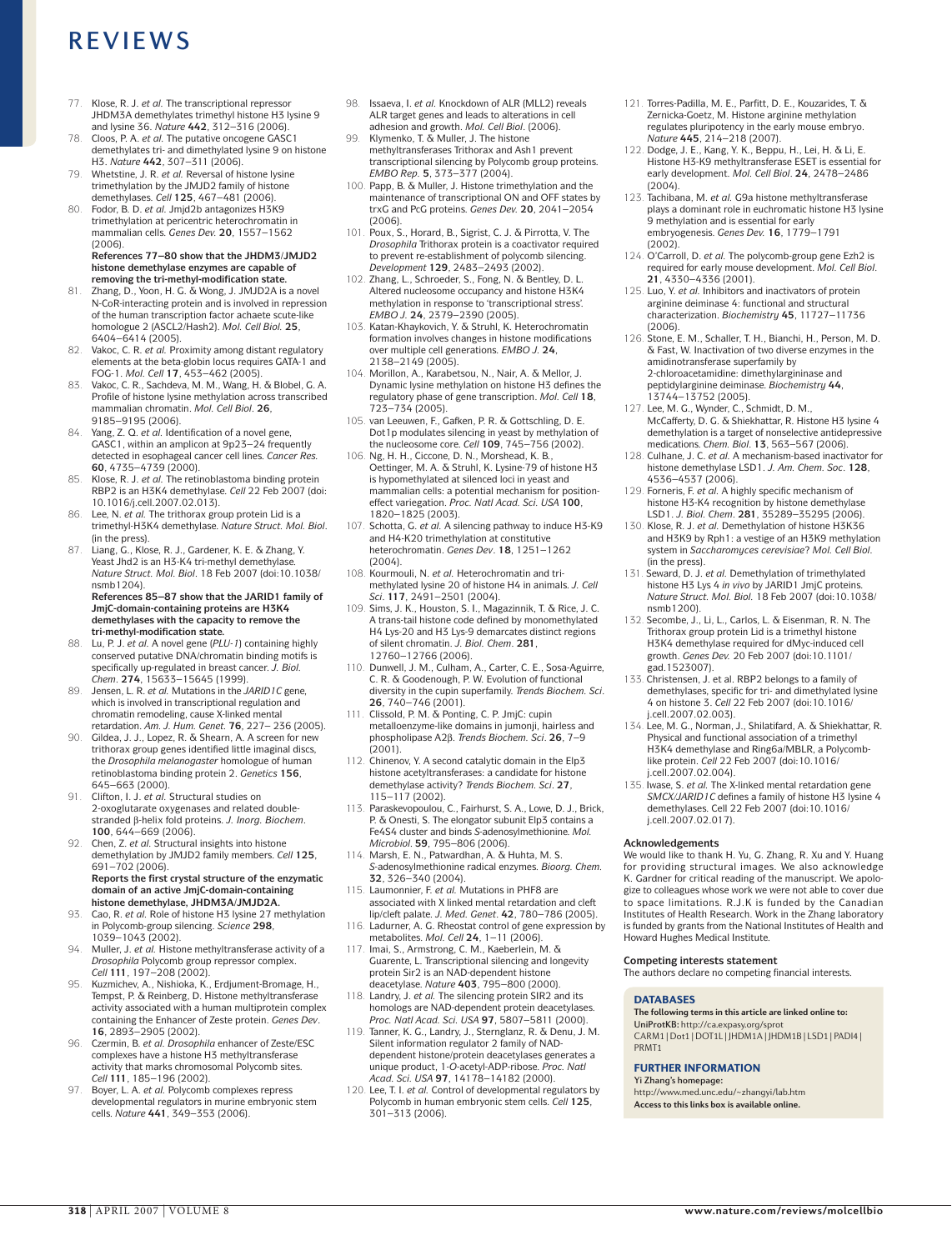77. Klose, R. J. *et al.* The transcriptional repressor JHDM3A demethylates trimethyl histone H3 lysine 9 and lysine 36. *Nature* **442**, 312–316 (2006).
78. Cloos, P. A. *et al.* The putative oncogene GASC1 demethylates tri- and dimethylated lysine 9 on histone H3. *Nature* **442**, 307–311 (2006).
79. Whetstine, J. R. *et al.* Reversal of histone lysine trimethylation by the JMJD2 family of histone demethylases. *Cell* **125**, 467–481 (2006).
80. Fodor, B. D. *et al.* Jmjd2b antagonizes H3K9 trimethylation at pericentric heterochromatin in mammalian cells. *Genes Dev.* **20**, 1557–1562 (2006).
**References 77–80 show that the JHDM3/JMJD2 histone demethylase enzymes are capable of removing the tri-methyl-modification state.**
81. Zhang, D., Yoon, H. G. & Wong, J. JMJD2A is a novel N-CoR-interacting protein and is involved in repression of the human transcription factor achaete scute-like homologue 2 (ASCL2/Hash2). *Mol. Cell Biol.* **25**, 6404–6414 (2005).
82. Vakoc, C. R. *et al.* Proximity among distant regulatory elements at the beta-globin locus requires GATA-1 and FOG-1. *Mol. Cell* **17**, 453–462 (2005).
83. Vakoc, C. R., Sachdeva, M. M., Wang, H. & Blobel, G. A. Profile of histone lysine methylation across transcribed mammalian chromatin. *Mol. Cell Biol*. **26**, 9185–9195 (2006).
84. Yang, Z. Q. *et al.* Identification of a novel gene, GASC1, within an amplicon at 9p23–24 frequently detected in esophageal cancer cell lines. *Cancer Res.* **60**, 4735–4739 (2000).
85. Klose, R. J. *et al.* The retinoblastoma binding protein RBP2 is an H3K4 demethylase. *Cell* 22 Feb 2007 (doi: 10.1016/j.cell.2007.02.013).
86. Lee, N. *et al.* The trithorax group protein Lid is a trimethyl-H3K4 demethylase. *Nature Struct. Mol. Biol*. (in the press).
87. Liang, G., Klose, R. J., Gardener, K. E. & Zhang, Y. Yeast Jhd2 is an H3-K4 tri-methyl demethylase. *Nature Struct. Mol. Biol*. 18 Feb 2007 (doi:10.1038/nsmb1204).
**References 85–87 show that the JARID1 family of JmjC-domain-containing proteins are H3K4 demethylases with the capacity to remove the tri-methyl-modification state.**
88. Lu, P. J. *et al.* A novel gene (*PLU-1*) containing highly conserved putative DNA/chromatin binding motifs is specifically up-regulated in breast cancer. *J. Biol. Chem*. **274**, 15633–15645 (1999).
89. Jensen, L. R. *et al.* Mutations in the *JARID1C* gene, which is involved in transcriptional regulation and chromatin remodeling, cause X-linked mental retardation. *Am. J. Hum. Genet.* **76**, 227– 236 (2005).
90. Gildea, J. J., Lopez, R. & Shearn, A. A screen for new trithorax group genes identified little imaginal discs, the *Drosophila melanogaster* homologue of human retinoblastoma binding protein 2. *Genetics* **156**, 645–663 (2000).
91. Clifton, I. J. *et al.* Structural studies on 2-oxoglutarate oxygenases and related double-stranded β-helix fold proteins. *J. Inorg. Biochem*. **100**, 644–669 (2006).
92. Chen, Z. *et al.* Structural insights into histone demethylation by JMJD2 family members. *Cell* **125**, 691–702 (2006).
**Reports the first crystal structure of the enzymatic domain of an active JmjC-domain-containing histone demethylase, JHDM3A/JMJD2A.**
93. Cao, R. *et al.* Role of histone H3 lysine 27 methylation in Polycomb-group silencing. *Science* **298**, 1039–1043 (2002).
94. Muller, J. *et al.* Histone methyltransferase activity of a *Drosophila* Polycomb group repressor complex. *Cell* **111**, 197–208 (2002).
95. Kuzmichev, A., Nishioka, K., Erdjument-Bromage, H., Tempst, P. & Reinberg, D. Histone methyltransferase activity associated with a human multiprotein complex containing the Enhancer of Zeste protein. *Genes Dev*. **16**, 2893–2905 (2002).
96. Czermin, B. *et al. Drosophila* enhancer of Zeste/ESC complexes have a histone H3 methyltransferase activity that marks chromosomal Polycomb sites. *Cell* **111**, 185–196 (2002).
97. Boyer, L. A. *et al.* Polycomb complexes repress developmental regulators in murine embryonic stem cells. *Nature* **441**, 349–353 (2006).
98. Issaeva, I. *et al.* Knockdown of ALR (MLL2) reveals ALR target genes and leads to alterations in cell adhesion and growth. *Mol. Cell Biol*. (2006).
99. Klymenko, T. & Muller, J. The histone methyltransferases Trithorax and Ash1 prevent transcriptional silencing by Polycomb group proteins. *EMBO Rep.* **5**, 373–377 (2004).
100. Papp, B. & Muller, J. Histone trimethylation and the maintenance of transcriptional ON and OFF states by trxG and PcG proteins. *Genes Dev.* **20**, 2041–2054 (2006).
101. Poux, S., Horard, B., Sigrist, C. J. & Pirrotta, V. The *Drosophila* Trithorax protein is a coactivator required to prevent re-establishment of polycomb silencing. *Development* **129**, 2483–2493 (2002).
102. Zhang, L., Schroeder, S., Fong, N. & Bentley, D. L. Altered nucleosome occupancy and histone H3K4 methylation in response to 'transcriptional stress'. *EMBO J.* **24**, 2379–2390 (2005).
103. Katan-Khaykovich, Y. & Struhl, K. Heterochromatin formation involves changes in histone modifications over multiple cell generations. *EMBO J*. **24**, 2138–2149 (2005).
104. Morillon, A., Karabetsou, N., Nair, A. & Mellor, J. Dynamic lysine methylation on histone H3 defines the regulatory phase of gene transcription. *Mol. Cell* **18**, 723–734 (2005).
105. van Leeuwen, F., Gafken, P. R. & Gottschling, D. E. Dot1p modulates silencing in yeast by methylation of the nucleosome core. *Cell* **109**, 745–756 (2002).
106. Ng, H. H., Ciccone, D. N., Morshead, K. B., Oettinger, M. A. & Struhl, K. Lysine-79 of histone H3 is hypomethylated at silenced loci in yeast and mammalian cells: a potential mechanism for position-effect variegation. *Proc. Natl Acad. Sci. USA* **100**, 1820–1825 (2003).
107. Schotta, G. *et al.* A silencing pathway to induce H3-K9 and H4-K20 trimethylation at constitutive heterochromatin. *Genes Dev*. **18**, 1251–1262 (2004).
108. Kourmouli, N. *et al.* Heterochromatin and tri-methylated lysine 20 of histone H4 in animals. *J. Cell Sci*. **117**, 2491–2501 (2004).
109. Sims, J. K., Houston, S. I., Magazinnik, T. & Rice, J. C. A trans-tail histone code defined by monomethylated H4 Lys-20 and H3 Lys-9 demarcates distinct regions of silent chromatin. *J. Biol. Chem*. **281**, 12760–12766 (2006).
110. Dunwell, J. M., Culham, A., Carter, C. E., Sosa-Aguirre, C. R. & Goodenough, P. W. Evolution of functional diversity in the cupin superfamily. *Trends Biochem. Sci*. **26**, 740–746 (2001).
111. Clissold, P. M. & Ponting, C. P. JmjC: cupin metalloenzyme-like domains in jumonji, hairless and phospholipase A2β. *Trends Biochem. Sci*. **26**, 7–9 (2001).
112. Chinenov, Y. A second catalytic domain in the Elp3 histone acetyltransferases: a candidate for histone demethylase activity? *Trends Biochem. Sci*. **27**, 115–117 (2002).
113. Paraskevopoulou, C., Fairhurst, S. A., Lowe, D. J., Brick, P. & Onesti, S. The elongator subunit Elp3 contains a Fe4S4 cluster and binds *S*-adenosylmethionine. *Mol. Microbiol*. **59**, 795–806 (2006).
114. Marsh, E. N., Patwardhan, A. & Huhta, M. S. *S*-adenosylmethionine radical enzymes. *Bioorg. Chem*. **32**, 326–340 (2004).
115. Laumonnier, F. *et al.* Mutations in PHF8 are associated with X linked mental retardation and cleft lip/cleft palate. *J. Med. Genet*. **42**, 780–786 (2005).
116. Ladurner, A. G. Rheostat control of gene expression by metabolites. *Mol. Cell* **24**, 1–11 (2006).
117. Imai, S., Armstrong, C. M., Kaeberlein, M. & Guarente, L. Transcriptional silencing and longevity protein Sir2 is an NAD-dependent histone deacetylase. *Nature* **403**, 795–800 (2000).
118. Landry, J. *et al.* The silencing protein SIR2 and its homologs are NAD-dependent protein deacetylases. *Proc. Natl Acad. Sci. USA* **97**, 5807–5811 (2000).
119. Tanner, K. G., Landry, J., Sternglanz, R. & Denu, J. M. Silent information regulator 2 family of NAD-dependent histone/protein deacetylases generates a unique product, 1-O-acetyl-ADP-ribose. *Proc. Natl Acad. Sci. USA* **97**, 14178–14182 (2000).
120. Lee, T. I. *et al.* Control of developmental regulators by Polycomb in human embryonic stem cells. *Cell* **125**, 301–313 (2006).
121. Torres-Padilla, M. E., Parfitt, D. E., Kouzarides, T. & Zernicka-Goetz, M. Histone arginine methylation regulates pluripotency in the early mouse embryo. *Nature* **445**, 214–218 (2007).
122. Dodge, J. E., Kang, Y. K., Beppu, H., Lei, H. & Li, E. Histone H3-K9 methyltransferase ESET is essential for early development. *Mol. Cell Biol*. **24**, 2478–2486 (2004).
123. Tachibana, M. *et al.* G9a histone methyltransferase plays a dominant role in euchromatic histone H3 lysine 9 methylation and is essential for early embryogenesis. *Genes Dev.* **16**, 1779–1791 (2002).
124. O'Carroll, D. *et al.* The polycomb-group gene Ezh2 is required for early mouse development. *Mol. Cell Biol*. **21**, 4330–4336 (2001).
125. Luo, Y. *et al.* Inhibitors and inactivators of protein arginine deiminase 4: functional and structural characterization. *Biochemistry* **45**, 11727–11736 (2006).
126. Stone, E. M., Schaller, T. H., Bianchi, H., Person, M. D. & Fast, W. Inactivation of two diverse enzymes in the amidinotransferase superfamily by 2-chloroacetamidine: dimethylarginase and peptidylarginine deiminase. *Biochemistry* **44**, 13744–13752 (2005).
127. Lee, M. G., Wynder, C., Schmidt, D. M., McCafferty, D. G. & Shiekhattar, R. Histone H3 lysine 4 demethylation is a target of nonselective antidepressive medications. *Chem. Biol.* **13**, 563–567 (2006).
128. Culhane, J. C. *et al.* A mechanism-based inactivator for histone demethylase LSD1. *J. Am. Chem. Soc*. **128**, 4536–4537 (2006).
129. Forneris, F. *et al.* A highly specific mechanism of histone H3-K4 recognition by histone demethylase LSD1. *J. Biol. Chem*. **281**, 35289–35295 (2006).
130. Klose, R. J. *et al.* Demethylation of histone H3K36 and H3K9 by Rph1: a vestige of an H3K9 methylation system in *Saccharomyces cerevisiae*? *Mol. Cell Biol*. (in the press).
131. Seward, D. J. *et al.* Demethylation of trimethylated histone H3 Lys 4 *in vivo* by JARID1 JmjC proteins. *Nature Struct. Mol. Biol.* 18 Feb 2007 (doi:10.1038/nsmb1200).
132. Secombe, J., Li, L., Carlos, L. & Eisenman, R. N. The Trithorax group protein Lid is a trimethyl histone H3K4 demethylase required for dMyc-induced cell growth. *Genes Dev.* 20 Feb 2007 (doi:10.1101/gad.1523007).
133. Christensen, J. et al. RBP2 belongs to a family of demethylases, specific for tri- and dimethylated lysine 4 on histone 3. *Cell* 22 Feb 2007 (doi:10.1016/j.cell.2007.02.003).
134. Lee, M. G., Norman, J., Shilatifard, A. & Shiekhattar, R. Physical and functional association of a trimethyl H3K4 demethylase and Ring6a/MBLR, a Polycomb-like protein. *Cell* 22 Feb 2007 (doi:10.1016/j.cell.2007.02.004).
135. Iwase, S. *et al.* The X-linked mental retardation gene *SMCX/JARID1C* defines a family of histone H3 lysine 4 demethylases. *Cell* 22 Feb 2007 (doi:10.1016/j.cell.2007.02.017).

## Acknowledgements

We would like to thank H. Yu, G. Zhang, R. Xu and Y. Huang for providing structural images. We also acknowledge K. Gardner for critical reading of the manuscript. We apologize to colleagues whose work we were not able to cover due to space limitations. R.J.K is funded by the Canadian Institutes of Health Research. Work in the Zhang laboratory is funded by grants from the National Institutes of Health and Howard Hughes Medical Institute.

## Competing interests statement

The authors declare no competing financial interests.

## DATABASES

**The following terms in this article are linked online to:**
**UniProtKB:** http://ca.expasy.org/sprot
CARM1 | Dot1 | DOT1L | JHDM1A | JHDM1B | LSD1 | PADI4 | PRMT1

## FURTHER INFORMATION

**Yi Zhang's homepage:**
http://www.med.unc.edu/~zhangyi/lab.htm
**Access to this links box is available online.**